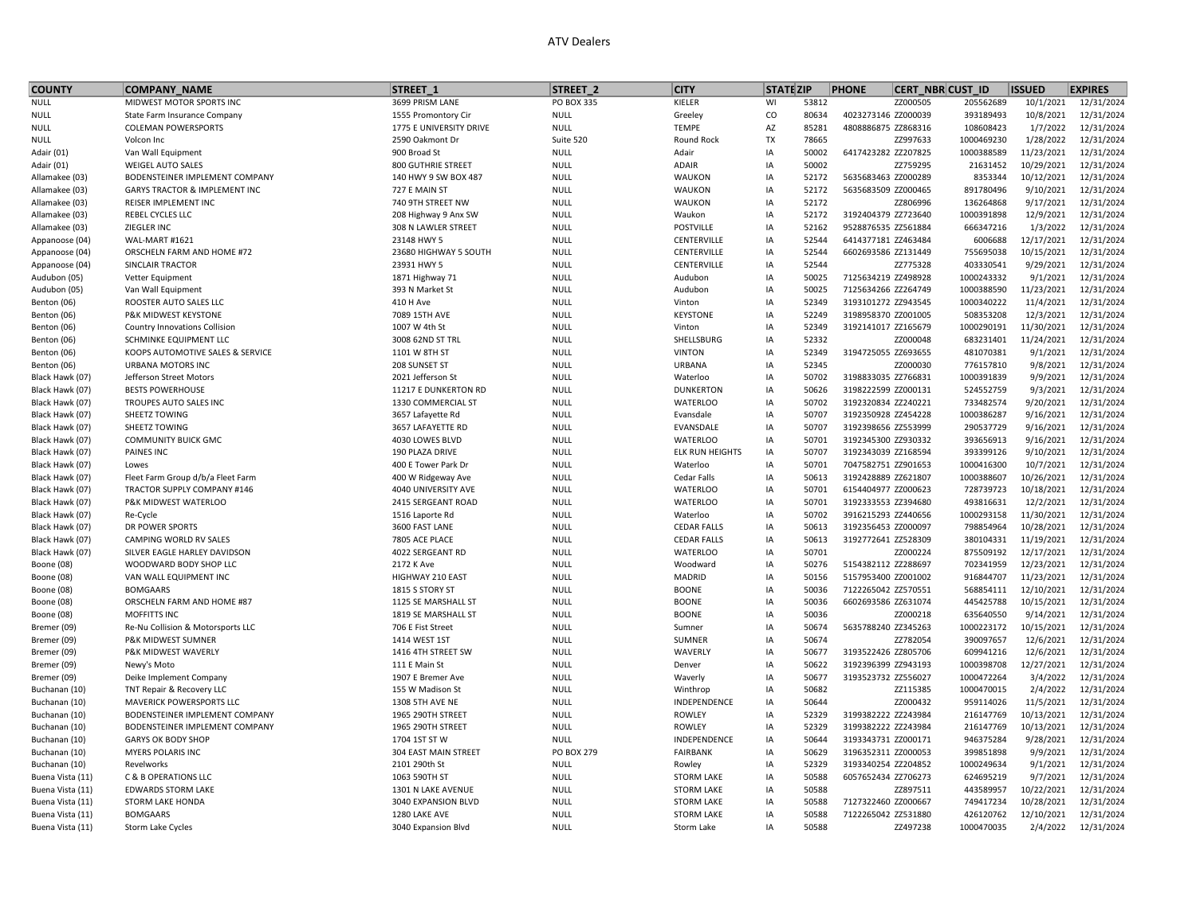# ATV Dealers

| COUNTY | COMPANY_NAME | STREET_1 | STREET_2 | CITY | STATE | ZIP | PHONE | CERT_NBR | CUST_ID | ISSUED | EXPIRES |
|---|---|---|---|---|---|---|---|---|---|---|---|
| NULL | MIDWEST MOTOR SPORTS INC | 3699 PRISM LANE | PO BOX 335 | KIELER | WI | 53812 | | ZZ000505 | 205562689 | 10/1/2021 | 12/31/2024 |
| NULL | State Farm Insurance Company | 1555 Promontory Cir | NULL | Greeley | CO | 80634 | 4023273146 | ZZ000039 | 393189493 | 10/8/2021 | 12/31/2024 |
| NULL | COLEMAN POWERSPORTS | 1775 E UNIVERSITY DRIVE | NULL | TEMPE | AZ | 85281 | 4808886875 | ZZ868316 | 108608423 | 1/7/2022 | 12/31/2024 |
| NULL | Volcon Inc | 2590 Oakmont Dr | Suite 520 | Round Rock | TX | 78665 | | ZZ997633 | 1000469230 | 1/28/2022 | 12/31/2024 |
| Adair (01) | Van Wall Equipment | 900 Broad St | NULL | Adair | IA | 50002 | 6417423282 | ZZ207825 | 1000388589 | 11/23/2021 | 12/31/2024 |
| Adair (01) | WEIGEL AUTO SALES | 800 GUTHRIE STREET | NULL | ADAIR | IA | 50002 | | ZZ759295 | 21631452 | 10/29/2021 | 12/31/2024 |
| Allamakee (03) | BODENSTEINER IMPLEMENT COMPANY | 140 HWY 9 SW BOX 487 | NULL | WAUKON | IA | 52172 | 5635683463 | ZZ000289 | 8353344 | 10/12/2021 | 12/31/2024 |
| Allamakee (03) | GARYS TRACTOR & IMPLEMENT INC | 727 E MAIN ST | NULL | WAUKON | IA | 52172 | 5635683509 | ZZ000465 | 891780496 | 9/10/2021 | 12/31/2024 |
| Allamakee (03) | REISER IMPLEMENT INC | 740 9TH STREET NW | NULL | WAUKON | IA | 52172 | | ZZ806996 | 136264868 | 9/17/2021 | 12/31/2024 |
| Allamakee (03) | REBEL CYCLES LLC | 208 Highway 9 Anx SW | NULL | Waukon | IA | 52172 | 3192404379 | ZZ723640 | 1000391898 | 12/9/2021 | 12/31/2024 |
| Allamakee (03) | ZIEGLER INC | 308 N LAWLER STREET | NULL | POSTVILLE | IA | 52162 | 9528876535 | ZZ561884 | 666347216 | 1/3/2022 | 12/31/2024 |
| Appanoose (04) | WAL-MART #1621 | 23148 HWY 5 | NULL | CENTERVILLE | IA | 52544 | 6414377181 | ZZ463484 | 6006688 | 12/17/2021 | 12/31/2024 |
| Appanoose (04) | ORSCHELN FARM AND HOME #72 | 23680 HIGHWAY 5 SOUTH | NULL | CENTERVILLE | IA | 52544 | 6602693586 | ZZ131449 | 755695038 | 10/15/2021 | 12/31/2024 |
| Appanoose (04) | SINCLAIR TRACTOR | 23931 HWY 5 | NULL | CENTERVILLE | IA | 52544 | | ZZ775328 | 403330541 | 9/29/2021 | 12/31/2024 |
| Audubon (05) | Vetter Equipment | 1871 Highway 71 | NULL | Audubon | IA | 50025 | 7125634219 | ZZ498928 | 1000243332 | 9/1/2021 | 12/31/2024 |
| Audubon (05) | Van Wall Equipment | 393 N Market St | NULL | Audubon | IA | 50025 | 7125634266 | ZZ264749 | 1000388590 | 11/23/2021 | 12/31/2024 |
| Benton (06) | ROOSTER AUTO SALES LLC | 410 H Ave | NULL | Vinton | IA | 52349 | 3193101272 | ZZ943545 | 1000340222 | 11/4/2021 | 12/31/2024 |
| Benton (06) | P&K MIDWEST KEYSTONE | 7089 15TH AVE | NULL | KEYSTONE | IA | 52249 | 3198958370 | ZZ001005 | 508353208 | 12/3/2021 | 12/31/2024 |
| Benton (06) | Country Innovations Collision | 1007 W 4th St | NULL | Vinton | IA | 52349 | 3192141017 | ZZ165679 | 1000290191 | 11/30/2021 | 12/31/2024 |
| Benton (06) | SCHMINKE EQUIPMENT LLC | 3008 62ND ST TRL | NULL | SHELLSBURG | IA | 52332 | | ZZ000048 | 683231401 | 11/24/2021 | 12/31/2024 |
| Benton (06) | KOOPS AUTOMOTIVE SALES & SERVICE | 1101 W 8TH ST | NULL | VINTON | IA | 52349 | 3194725055 | ZZ693655 | 481070381 | 9/1/2021 | 12/31/2024 |
| Benton (06) | URBANA MOTORS INC | 208 SUNSET ST | NULL | URBANA | IA | 52345 | | ZZ000030 | 776157810 | 9/8/2021 | 12/31/2024 |
| Black Hawk (07) | Jefferson Street Motors | 2021 Jefferson St | NULL | Waterloo | IA | 50702 | 3198833035 | ZZ766831 | 1000391839 | 9/9/2021 | 12/31/2024 |
| Black Hawk (07) | BESTS POWERHOUSE | 11217 E DUNKERTON RD | NULL | DUNKERTON | IA | 50626 | 3198222599 | ZZ000131 | 524552759 | 9/3/2021 | 12/31/2024 |
| Black Hawk (07) | TROUPES AUTO SALES INC | 1330 COMMERCIAL ST | NULL | WATERLOO | IA | 50702 | 3192320834 | ZZ240221 | 733482574 | 9/20/2021 | 12/31/2024 |
| Black Hawk (07) | SHEETZ TOWING | 3657 Lafayette Rd | NULL | Evansdale | IA | 50707 | 3192350928 | ZZ454228 | 1000386287 | 9/16/2021 | 12/31/2024 |
| Black Hawk (07) | SHEETZ TOWING | 3657 LAFAYETTE RD | NULL | EVANSDALE | IA | 50707 | 3192398656 | ZZ553999 | 290537729 | 9/16/2021 | 12/31/2024 |
| Black Hawk (07) | COMMUNITY BUICK GMC | 4030 LOWES BLVD | NULL | WATERLOO | IA | 50701 | 3192345300 | ZZ930332 | 393656913 | 9/16/2021 | 12/31/2024 |
| Black Hawk (07) | PAINES INC | 190 PLAZA DRIVE | NULL | ELK RUN HEIGHTS | IA | 50707 | 3192343039 | ZZ168594 | 393399126 | 9/10/2021 | 12/31/2024 |
| Black Hawk (07) | Lowes | 400 E Tower Park Dr | NULL | Waterloo | IA | 50701 | 7047582751 | ZZ901653 | 1000416300 | 10/7/2021 | 12/31/2024 |
| Black Hawk (07) | Fleet Farm Group d/b/a Fleet Farm | 400 W Ridgeway Ave | NULL | Cedar Falls | IA | 50613 | 3192428889 | ZZ621807 | 1000388607 | 10/26/2021 | 12/31/2024 |
| Black Hawk (07) | TRACTOR SUPPLY COMPANY #146 | 4040 UNIVERSITY AVE | NULL | WATERLOO | IA | 50701 | 6154404977 | ZZ000623 | 728739723 | 10/18/2021 | 12/31/2024 |
| Black Hawk (07) | P&K MIDWEST WATERLOO | 2415 SERGEANT ROAD | NULL | WATERLOO | IA | 50701 | 3192333553 | ZZ394680 | 493816631 | 12/2/2021 | 12/31/2024 |
| Black Hawk (07) | Re-Cycle | 1516 Laporte Rd | NULL | Waterloo | IA | 50702 | 3916215293 | ZZ440656 | 1000293158 | 11/30/2021 | 12/31/2024 |
| Black Hawk (07) | DR POWER SPORTS | 3600 FAST LANE | NULL | CEDAR FALLS | IA | 50613 | 3192356453 | ZZ000097 | 798854964 | 10/28/2021 | 12/31/2024 |
| Black Hawk (07) | CAMPING WORLD RV SALES | 7805 ACE PLACE | NULL | CEDAR FALLS | IA | 50613 | 3192772641 | ZZ528309 | 380104331 | 11/19/2021 | 12/31/2024 |
| Black Hawk (07) | SILVER EAGLE HARLEY DAVIDSON | 4022 SERGEANT RD | NULL | WATERLOO | IA | 50701 | | ZZ000224 | 875509192 | 12/17/2021 | 12/31/2024 |
| Boone (08) | WOODWARD BODY SHOP LLC | 2172 K Ave | NULL | Woodward | IA | 50276 | 5154382112 | ZZ288697 | 702341959 | 12/23/2021 | 12/31/2024 |
| Boone (08) | VAN WALL EQUIPMENT INC | HIGHWAY 210 EAST | NULL | MADRID | IA | 50156 | 5157953400 | ZZ001002 | 916844707 | 11/23/2021 | 12/31/2024 |
| Boone (08) | BOMGAARS | 1815 S STORY ST | NULL | BOONE | IA | 50036 | 7122265042 | ZZ570551 | 568854111 | 12/10/2021 | 12/31/2024 |
| Boone (08) | ORSCHELN FARM AND HOME #87 | 1125 SE MARSHALL ST | NULL | BOONE | IA | 50036 | 6602693586 | ZZ631074 | 445425788 | 10/15/2021 | 12/31/2024 |
| Boone (08) | MOFFITTS INC | 1819 SE MARSHALL ST | NULL | BOONE | IA | 50036 | | ZZ000218 | 635640550 | 9/14/2021 | 12/31/2024 |
| Bremer (09) | Re-Nu Collision & Motorsports LLC | 706 E Fist Street | NULL | Sumner | IA | 50674 | 5635788240 | ZZ345263 | 1000223172 | 10/15/2021 | 12/31/2024 |
| Bremer (09) | P&K MIDWEST SUMNER | 1414 WEST 1ST | NULL | SUMNER | IA | 50674 | | ZZ782054 | 390097657 | 12/6/2021 | 12/31/2024 |
| Bremer (09) | P&K MIDWEST WAVERLY | 1416 4TH STREET SW | NULL | WAVERLY | IA | 50677 | 3193522426 | ZZ805706 | 609941216 | 12/6/2021 | 12/31/2024 |
| Bremer (09) | Newy's Moto | 111 E Main St | NULL | Denver | IA | 50622 | 3192396399 | ZZ943193 | 1000398708 | 12/27/2021 | 12/31/2024 |
| Bremer (09) | Deike Implement Company | 1907 E Bremer Ave | NULL | Waverly | IA | 50677 | 3193523732 | ZZ556027 | 1000472264 | 3/4/2022 | 12/31/2024 |
| Buchanan (10) | TNT Repair & Recovery LLC | 155 W Madison St | NULL | Winthrop | IA | 50682 | | ZZ115385 | 1000470015 | 2/4/2022 | 12/31/2024 |
| Buchanan (10) | MAVERICK POWERSPORTS LLC | 1308 5TH AVE NE | NULL | INDEPENDENCE | IA | 50644 | | ZZ000432 | 959114026 | 11/5/2021 | 12/31/2024 |
| Buchanan (10) | BODENSTEINER IMPLEMENT COMPANY | 1965 290TH STREET | NULL | ROWLEY | IA | 52329 | 3199382222 | ZZ243984 | 216147769 | 10/13/2021 | 12/31/2024 |
| Buchanan (10) | BODENSTEINER IMPLEMENT COMPANY | 1965 290TH STREET | NULL | ROWLEY | IA | 52329 | 3199382222 | ZZ243984 | 216147769 | 10/13/2021 | 12/31/2024 |
| Buchanan (10) | GARYS OK BODY SHOP | 1704 1ST ST W | NULL | INDEPENDENCE | IA | 50644 | 3193343731 | ZZ000171 | 946375284 | 9/28/2021 | 12/31/2024 |
| Buchanan (10) | MYERS POLARIS INC | 304 EAST MAIN STREET | PO BOX 279 | FAIRBANK | IA | 50629 | 3196352311 | ZZ000053 | 399851898 | 9/9/2021 | 12/31/2024 |
| Buchanan (10) | Revelworks | 2101 290th St | NULL | Rowley | IA | 52329 | 3193340254 | ZZ204852 | 1000249634 | 9/1/2021 | 12/31/2024 |
| Buena Vista (11) | C & B OPERATIONS LLC | 1063 590TH ST | NULL | STORM LAKE | IA | 50588 | 6057652434 | ZZ706273 | 624695219 | 9/7/2021 | 12/31/2024 |
| Buena Vista (11) | EDWARDS STORM LAKE | 1301 N LAKE AVENUE | NULL | STORM LAKE | IA | 50588 | | ZZ897511 | 443589957 | 10/22/2021 | 12/31/2024 |
| Buena Vista (11) | STORM LAKE HONDA | 3040 EXPANSION BLVD | NULL | STORM LAKE | IA | 50588 | 7127322460 | ZZ000667 | 749417234 | 10/28/2021 | 12/31/2024 |
| Buena Vista (11) | BOMGAARS | 1280 LAKE AVE | NULL | STORM LAKE | IA | 50588 | 7122265042 | ZZ531880 | 426120762 | 12/10/2021 | 12/31/2024 |
| Buena Vista (11) | Storm Lake Cycles | 3040 Expansion Blvd | NULL | Storm Lake | IA | 50588 | | ZZ497238 | 1000470035 | 2/4/2022 | 12/31/2024 |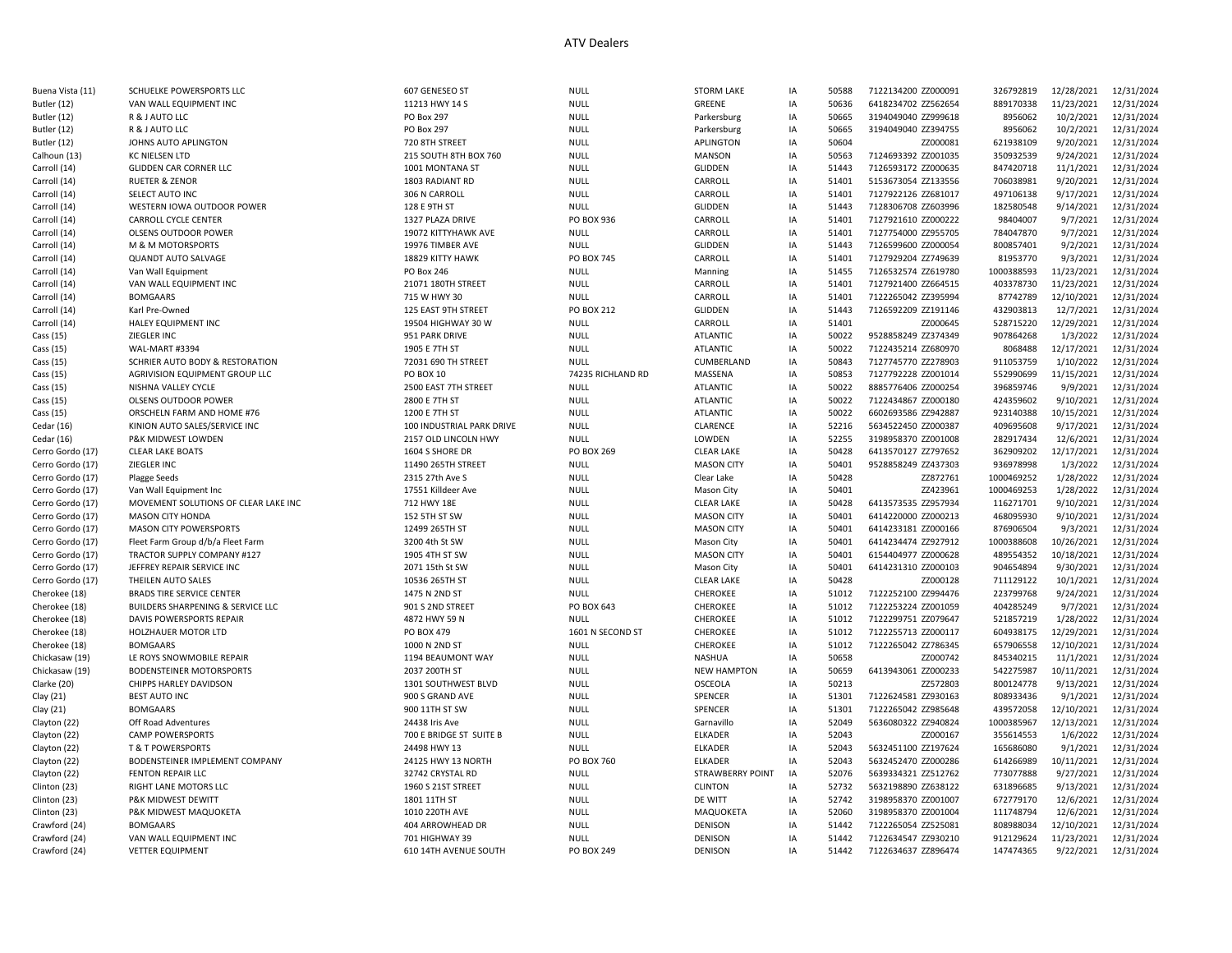# ATV Dealers

| | | | | | | | | | | |
|---|---|---|---|---|---|---|---|---|---|---|
| Buena Vista (11) | SCHUELKE POWERSPORTS LLC | 607 GENESEO ST | NULL | STORM LAKE | IA | 50588 | 7122134200 ZZ000091 | 326792819 | 12/28/2021 | 12/31/2024 |
| Butler (12) | VAN WALL EQUIPMENT INC | 11213 HWY 14 S | NULL | GREENE | IA | 50636 | 6418234702 ZZ562654 | 889170338 | 11/23/2021 | 12/31/2024 |
| Butler (12) | R & J AUTO LLC | PO Box 297 | NULL | Parkersburg | IA | 50665 | 3194049040 ZZ999618 | 8956062 | 10/2/2021 | 12/31/2024 |
| Butler (12) | R & J AUTO LLC | PO Box 297 | NULL | Parkersburg | IA | 50665 | 3194049040 ZZ394755 | 8956062 | 10/2/2021 | 12/31/2024 |
| Butler (12) | JOHNS AUTO APLINGTON | 720 8TH STREET | NULL | APLINGTON | IA | 50604 | ZZ000081 | 621938109 | 9/20/2021 | 12/31/2024 |
| Calhoun (13) | KC NIELSEN LTD | 215 SOUTH 8TH BOX 760 | NULL | MANSON | IA | 50563 | 7124693392 ZZ001035 | 350932539 | 9/24/2021 | 12/31/2024 |
| Carroll (14) | GLIDDEN CAR CORNER LLC | 1001 MONTANA ST | NULL | GLIDDEN | IA | 51443 | 7126593172 ZZ000635 | 847420718 | 11/1/2021 | 12/31/2024 |
| Carroll (14) | RUETER & ZENOR | 1803 RADIANT RD | NULL | CARROLL | IA | 51401 | 5153673054 ZZ133556 | 706038981 | 9/20/2021 | 12/31/2024 |
| Carroll (14) | SELECT AUTO INC | 306 N CARROLL | NULL | CARROLL | IA | 51401 | 7127922126 ZZ681017 | 497106138 | 9/17/2021 | 12/31/2024 |
| Carroll (14) | WESTERN IOWA OUTDOOR POWER | 128 E 9TH ST | NULL | GLIDDEN | IA | 51443 | 7128306708 ZZ603996 | 182580548 | 9/14/2021 | 12/31/2024 |
| Carroll (14) | CARROLL CYCLE CENTER | 1327 PLAZA DRIVE | PO BOX 936 | CARROLL | IA | 51401 | 7127921610 ZZ000222 | 98404007 | 9/7/2021 | 12/31/2024 |
| Carroll (14) | OLSENS OUTDOOR POWER | 19072 KITTYHAWK AVE | NULL | CARROLL | IA | 51401 | 7127754000 ZZ955705 | 784047870 | 9/7/2021 | 12/31/2024 |
| Carroll (14) | M & M MOTORSPORTS | 19976 TIMBER AVE | NULL | GLIDDEN | IA | 51443 | 7126599600 ZZ000054 | 800857401 | 9/2/2021 | 12/31/2024 |
| Carroll (14) | QUANDT AUTO SALVAGE | 18829 KITTY HAWK | PO BOX 745 | CARROLL | IA | 51401 | 7127929204 ZZ749639 | 81953770 | 9/3/2021 | 12/31/2024 |
| Carroll (14) | Van Wall Equipment | PO Box 246 | NULL | Manning | IA | 51455 | 7126532574 ZZ619780 | 1000388593 | 11/23/2021 | 12/31/2024 |
| Carroll (14) | VAN WALL EQUIPMENT INC | 21071 180TH STREET | NULL | CARROLL | IA | 51401 | 7127921400 ZZ664515 | 403378730 | 11/23/2021 | 12/31/2024 |
| Carroll (14) | BOMGAARS | 715 W HWY 30 | NULL | CARROLL | IA | 51401 | 7122265042 ZZ395994 | 87742789 | 12/10/2021 | 12/31/2024 |
| Carroll (14) | Karl Pre-Owned | 125 EAST 9TH STREET | PO BOX 212 | GLIDDEN | IA | 51443 | 7126592209 ZZ191146 | 432903813 | 12/7/2021 | 12/31/2024 |
| Carroll (14) | HALEY EQUIPMENT INC | 19504 HIGHWAY 30 W | NULL | CARROLL | IA | 51401 | ZZ000645 | 528715220 | 12/29/2021 | 12/31/2024 |
| Cass (15) | ZIEGLER INC | 951 PARK DRIVE | NULL | ATLANTIC | IA | 50022 | 9528858249 ZZ374349 | 907864268 | 1/3/2022 | 12/31/2024 |
| Cass (15) | WAL-MART #3394 | 1905 E 7TH ST | NULL | ATLANTIC | IA | 50022 | 7122435214 ZZ680970 | 8068488 | 12/17/2021 | 12/31/2024 |
| Cass (15) | SCHRIER AUTO BODY & RESTORATION | 72031 690 TH STREET | NULL | CUMBERLAND | IA | 50843 | 7127745770 ZZ278903 | 911053759 | 1/10/2022 | 12/31/2024 |
| Cass (15) | AGRIVISION EQUIPMENT GROUP LLC | PO BOX 10 | 74235 RICHLAND RD | MASSENA | IA | 50853 | 7127792228 ZZ001014 | 552990699 | 11/15/2021 | 12/31/2024 |
| Cass (15) | NISHNA VALLEY CYCLE | 2500 EAST 7TH STREET | NULL | ATLANTIC | IA | 50022 | 8885776406 ZZ000254 | 396859746 | 9/9/2021 | 12/31/2024 |
| Cass (15) | OLSENS OUTDOOR POWER | 2800 E 7TH ST | NULL | ATLANTIC | IA | 50022 | 7122434867 ZZ000180 | 424359602 | 9/10/2021 | 12/31/2024 |
| Cass (15) | ORSCHELN FARM AND HOME #76 | 1200 E 7TH ST | NULL | ATLANTIC | IA | 50022 | 6602693586 ZZ942887 | 923140388 | 10/15/2021 | 12/31/2024 |
| Cedar (16) | KINION AUTO SALES/SERVICE INC | 100 INDUSTRIAL PARK DRIVE | NULL | CLARENCE | IA | 52216 | 5634522450 ZZ000387 | 409695608 | 9/17/2021 | 12/31/2024 |
| Cedar (16) | P&K MIDWEST LOWDEN | 2157 OLD LINCOLN HWY | NULL | LOWDEN | IA | 52255 | 3198958370 ZZ001008 | 282917434 | 12/6/2021 | 12/31/2024 |
| Cerro Gordo (17) | CLEAR LAKE BOATS | 1604 S SHORE DR | PO BOX 269 | CLEAR LAKE | IA | 50428 | 6413570127 ZZ797652 | 362909202 | 12/17/2021 | 12/31/2024 |
| Cerro Gordo (17) | ZIEGLER INC | 11490 265TH STREET | NULL | MASON CITY | IA | 50401 | 9528858249 ZZ437303 | 936978998 | 1/3/2022 | 12/31/2024 |
| Cerro Gordo (17) | Plagge Seeds | 2315 27th Ave S | NULL | Clear Lake | IA | 50428 | ZZ872761 | 1000469252 | 1/28/2022 | 12/31/2024 |
| Cerro Gordo (17) | Van Wall Equipment Inc | 17551 Killdeer Ave | NULL | Mason City | IA | 50401 | ZZ423961 | 1000469253 | 1/28/2022 | 12/31/2024 |
| Cerro Gordo (17) | MOVEMENT SOLUTIONS OF CLEAR LAKE INC | 712 HWY 18E | NULL | CLEAR LAKE | IA | 50428 | 6413573535 ZZ957934 | 116271701 | 9/10/2021 | 12/31/2024 |
| Cerro Gordo (17) | MASON CITY HONDA | 152 5TH ST SW | NULL | MASON CITY | IA | 50401 | 6414220000 ZZ000213 | 468095930 | 9/10/2021 | 12/31/2024 |
| Cerro Gordo (17) | MASON CITY POWERSPORTS | 12499 265TH ST | NULL | MASON CITY | IA | 50401 | 6414233181 ZZ000166 | 876906504 | 9/3/2021 | 12/31/2024 |
| Cerro Gordo (17) | Fleet Farm Group d/b/a Fleet Farm | 3200 4th St SW | NULL | Mason City | IA | 50401 | 6414234474 ZZ927912 | 1000388608 | 10/26/2021 | 12/31/2024 |
| Cerro Gordo (17) | TRACTOR SUPPLY COMPANY #127 | 1905 4TH ST SW | NULL | MASON CITY | IA | 50401 | 6154404977 ZZ000628 | 489554352 | 10/18/2021 | 12/31/2024 |
| Cerro Gordo (17) | JEFFREY REPAIR SERVICE INC | 2071 15th St SW | NULL | Mason City | IA | 50401 | 6414231310 ZZ000103 | 904654894 | 9/30/2021 | 12/31/2024 |
| Cerro Gordo (17) | THEILEN AUTO SALES | 10536 265TH ST | NULL | CLEAR LAKE | IA | 50428 | ZZ000128 | 711129122 | 10/1/2021 | 12/31/2024 |
| Cherokee (18) | BRADS TIRE SERVICE CENTER | 1475 N 2ND ST | NULL | CHEROKEE | IA | 51012 | 7122252100 ZZ994476 | 223799768 | 9/24/2021 | 12/31/2024 |
| Cherokee (18) | BUILDERS SHARPENING & SERVICE LLC | 901 S 2ND STREET | PO BOX 643 | CHEROKEE | IA | 51012 | 7122253224 ZZ001059 | 404285249 | 9/7/2021 | 12/31/2024 |
| Cherokee (18) | DAVIS POWERSPORTS REPAIR | 4872 HWY 59 N | NULL | CHEROKEE | IA | 51012 | 7122299751 ZZ079647 | 521857219 | 1/28/2022 | 12/31/2024 |
| Cherokee (18) | HOLZHAUER MOTOR LTD | PO BOX 479 | 1601 N SECOND ST | CHEROKEE | IA | 51012 | 7122255713 ZZ000117 | 604938175 | 12/29/2021 | 12/31/2024 |
| Cherokee (18) | BOMGAARS | 1000 N 2ND ST | NULL | CHEROKEE | IA | 51012 | 7122265042 ZZ786345 | 657906558 | 12/10/2021 | 12/31/2024 |
| Chickasaw (19) | LE ROYS SNOWMOBILE REPAIR | 1194 BEAUMONT WAY | NULL | NASHUA | IA | 50658 | ZZ000742 | 845340215 | 11/1/2021 | 12/31/2024 |
| Chickasaw (19) | BODENSTEINER MOTORSPORTS | 2037 200TH ST | NULL | NEW HAMPTON | IA | 50659 | 6413943061 ZZ000233 | 542275987 | 10/11/2021 | 12/31/2024 |
| Clarke (20) | CHIPPS HARLEY DAVIDSON | 1301 SOUTHWEST BLVD | NULL | OSCEOLA | IA | 50213 | ZZ572803 | 800124778 | 9/13/2021 | 12/31/2024 |
| Clay (21) | BEST AUTO INC | 900 S GRAND AVE | NULL | SPENCER | IA | 51301 | 7122624581 ZZ930163 | 808933436 | 9/1/2021 | 12/31/2024 |
| Clay (21) | BOMGAARS | 900 11TH ST SW | NULL | SPENCER | IA | 51301 | 7122265042 ZZ985648 | 439572058 | 12/10/2021 | 12/31/2024 |
| Clayton (22) | Off Road Adventures | 24438 Iris Ave | NULL | Garnavillo | IA | 52049 | 5636080322 ZZ940824 | 1000385967 | 12/13/2021 | 12/31/2024 |
| Clayton (22) | CAMP POWERSPORTS | 700 E BRIDGE ST SUITE B | NULL | ELKADER | IA | 52043 | ZZ000167 | 355614553 | 1/6/2022 | 12/31/2024 |
| Clayton (22) | T & T POWERSPORTS | 24498 HWY 13 | NULL | ELKADER | IA | 52043 | 5632451100 ZZ197624 | 165686080 | 9/1/2021 | 12/31/2024 |
| Clayton (22) | BODENSTEINER IMPLEMENT COMPANY | 24125 HWY 13 NORTH | PO BOX 760 | ELKADER | IA | 52043 | 5632452470 ZZ000286 | 614266989 | 10/11/2021 | 12/31/2024 |
| Clayton (22) | FENTON REPAIR LLC | 32742 CRYSTAL RD | NULL | STRAWBERRY POINT | IA | 52076 | 5639334321 ZZ512762 | 773077888 | 9/27/2021 | 12/31/2024 |
| Clinton (23) | RIGHT LANE MOTORS LLC | 1960 S 21ST STREET | NULL | CLINTON | IA | 52732 | 5632198890 ZZ638122 | 631896685 | 9/13/2021 | 12/31/2024 |
| Clinton (23) | P&K MIDWEST DEWITT | 1801 11TH ST | NULL | DE WITT | IA | 52742 | 3198958370 ZZ001007 | 672779170 | 12/6/2021 | 12/31/2024 |
| Clinton (23) | P&K MIDWEST MAQUOKETA | 1010 220TH AVE | NULL | MAQUOKETA | IA | 52060 | 3198958370 ZZ001004 | 111748794 | 12/6/2021 | 12/31/2024 |
| Crawford (24) | BOMGAARS | 404 ARROWHEAD DR | NULL | DENISON | IA | 51442 | 7122265054 ZZ525081 | 808988034 | 12/10/2021 | 12/31/2024 |
| Crawford (24) | VAN WALL EQUIPMENT INC | 701 HIGHWAY 39 | NULL | DENISON | IA | 51442 | 7122634547 ZZ930210 | 912129624 | 11/23/2021 | 12/31/2024 |
| Crawford (24) | VETTER EQUIPMENT | 610 14TH AVENUE SOUTH | PO BOX 249 | DENISON | IA | 51442 | 7122634637 ZZ896474 | 147474365 | 9/22/2021 | 12/31/2024 |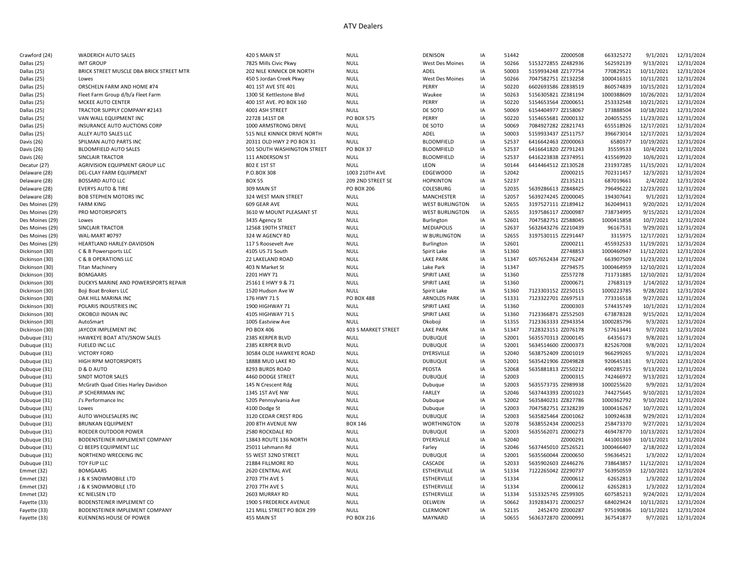# ATV Dealers

| | | | | | | | | | | | |
|---|---|---|---|---|---|---|---|---|---|---|---|
| Crawford (24) | WADERICH AUTO SALES | 420 S MAIN ST | NULL | DENISON | IA | 51442 | ZZ000508 | 663325272 | 9/1/2021 | 12/31/2024 |
| Dallas (25) | IMT GROUP | 7825 Mills Civic Pkwy | NULL | West Des Moines | IA | 50266 | 5153272855 ZZ482936 | 562592139 | 9/13/2021 | 12/31/2024 |
| Dallas (25) | BRICK STREET MUSCLE DBA BRICK STREET MTR | 202 NILE KINNICK DR NORTH | NULL | ADEL | IA | 50003 | 5159934248 ZZ177754 | 770829521 | 10/11/2021 | 12/31/2024 |
| Dallas (25) | Lowes | 450 S Jordan Creek Pkwy | NULL | West Des Moines | IA | 50266 | 7047582751 ZZ132258 | 1000416315 | 10/11/2021 | 12/31/2024 |
| Dallas (25) | ORSCHELN FARM AND HOME #74 | 401 1ST AVE STE 401 | NULL | PERRY | IA | 50220 | 6602693586 ZZ838519 | 860574839 | 10/15/2021 | 12/31/2024 |
| Dallas (25) | Fleet Farm Group d/b/a Fleet Farm | 1300 SE Kettlestone Blvd | NULL | Waukee | IA | 50263 | 5156305821 ZZ381194 | 1000388609 | 10/26/2021 | 12/31/2024 |
| Dallas (25) | MCKEE AUTO CENTER | 400 1ST AVE. PO BOX 160 | NULL | PERRY | IA | 50220 | 5154653564 ZZ000651 | 253332548 | 10/21/2021 | 12/31/2024 |
| Dallas (25) | TRACTOR SUPPLY COMPANY #2143 | 4001 ASH STREET | NULL | DE SOTO | IA | 50069 | 6154404977 ZZ158067 | 173888504 | 10/18/2021 | 12/31/2024 |
| Dallas (25) | VAN WALL EQUIPMENT INC | 22728 141ST DR | PO BOX 575 | PERRY | IA | 50220 | 5154655681 ZZ000132 | 204055255 | 11/23/2021 | 12/31/2024 |
| Dallas (25) | INSURANCE AUTO AUCTIONS CORP | 1000 ARMSTRONG DRIVE | NULL | DE SOTO | IA | 50069 | 7084927282 ZZ821743 | 655518926 | 12/17/2021 | 12/31/2024 |
| Dallas (25) | ALLEY AUTO SALES LLC | 515 NILE KINNICK DRIVE NORTH | NULL | ADEL | IA | 50003 | 5159933437 ZZ511757 | 396673014 | 12/17/2021 | 12/31/2024 |
| Davis (26) | SPILMAN AUTO PARTS INC | 20311 OLD HWY 2 PO BOX 31 | NULL | BLOOMFIELD | IA | 52537 | 6416642463 ZZ000063 | 6580377 | 10/19/2021 | 12/31/2024 |
| Davis (26) | BLOOMFIELD AUTO SALES | 501 SOUTH WASHINGTON STREET | PO BOX 37 | BLOOMFIELD | IA | 52537 | 6416641820 ZZ791243 | 35559533 | 10/4/2021 | 12/31/2024 |
| Davis (26) | SINCLAIR TRACTOR | 111 ANDERSON ST | NULL | BLOOMFIELD | IA | 52537 | 6416223838 ZZ374951 | 415569920 | 10/6/2021 | 12/31/2024 |
| Decatur (27) | AGRIVISION EQUIPMENT GROUP LLC | 802 E 1ST ST | NULL | LEON | IA | 50144 | 6414464512 ZZ130528 | 231937285 | 11/15/2021 | 12/31/2024 |
| Delaware (28) | DEL-CLAY FARM EQUIPMENT | P.O.BOX 308 | 1003 210TH AVE | EDGEWOOD | IA | 52042 | ZZ000215 | 702311457 | 12/3/2021 | 12/31/2024 |
| Delaware (28) | BOSSARD AUTO LLC | BOX 55 | 209 2ND STREET SE | HOPKINTON | IA | 52237 | ZZ135211 | 687019661 | 2/4/2022 | 12/31/2024 |
| Delaware (28) | EVERYS AUTO & TIRE | 309 MAIN ST | PO BOX 206 | COLESBURG | IA | 52035 | 5639286613 ZZ848425 | 796496222 | 12/23/2021 | 12/31/2024 |
| Delaware (28) | BOB STEPHEN MOTORS INC | 324 WEST MAIN STREET | NULL | MANCHESTER | IA | 52057 | 5639274245 ZZ000045 | 194307641 | 9/1/2021 | 12/31/2024 |
| Des Moines (29) | FARM KING | 609 GEAR AVE | NULL | WEST BURLINGTON | IA | 52655 | 3197527111 ZZ189412 | 362049413 | 9/20/2021 | 12/31/2024 |
| Des Moines (29) | PRO MOTORSPORTS | 3610 W MOUNT PLEASANT ST | NULL | WEST BURLINGTON | IA | 52655 | 3197586117 ZZ000987 | 738734995 | 9/15/2021 | 12/31/2024 |
| Des Moines (29) | Lowes | 3435 Agency St | NULL | Burlington | IA | 52601 | 7047582751 ZZ588045 | 1000415858 | 10/7/2021 | 12/31/2024 |
| Des Moines (29) | SINCLAIR TRACTOR | 12568 190TH STREET | NULL | MEDIAPOLIS | IA | 52637 | 5632643276 ZZ210439 | 96167531 | 9/29/2021 | 12/31/2024 |
| Des Moines (29) | WAL-MART #0797 | 324 W AGENCY RD | NULL | W BURLINGTON | IA | 52655 | 3197530115 ZZ291447 | 3315975 | 12/17/2021 | 12/31/2024 |
| Des Moines (29) | HEARTLAND HARLEY-DAVIDSON | 117 S Roosevelt Ave | NULL | Burlington | IA | 52601 | ZZ000211 | 455932533 | 11/19/2021 | 12/31/2024 |
| Dickinson (30) | C & B Powersports LLC | 4105 US 71 South | NULL | Spirit Lake | IA | 51360 | ZZ748853 | 1000460947 | 11/12/2021 | 12/31/2024 |
| Dickinson (30) | C & B OPERATIONS LLC | 22 LAKELAND ROAD | NULL | LAKE PARK | IA | 51347 | 6057652434 ZZ776247 | 663907509 | 11/23/2021 | 12/31/2024 |
| Dickinson (30) | Titan Machinery | 403 N Market St | NULL | Lake Park | IA | 51347 | ZZ794575 | 1000464959 | 12/10/2021 | 12/31/2024 |
| Dickinson (30) | BOMGAARS | 2201 HWY 71 | NULL | SPIRIT LAKE | IA | 51360 | ZZ557278 | 711731885 | 12/10/2021 | 12/31/2024 |
| Dickinson (30) | DUCKYS MARINE AND POWERSPORTS REPAIR | 25161 E HWY 9 & 71 | NULL | SPIRIT LAKE | IA | 51360 | ZZ000671 | 27683119 | 1/14/2022 | 12/31/2024 |
| Dickinson (30) | Boji Boat Brokers LLC | 1520 Hudson Ave W | NULL | Spirit Lake | IA | 51360 | 7123303152 ZZ250115 | 1000223785 | 9/28/2021 | 12/31/2024 |
| Dickinson (30) | OAK HILL MARINA INC | 176 HWY 71 S | PO BOX 488 | ARNOLDS PARK | IA | 51331 | 7123322701 ZZ697513 | 773316518 | 9/27/2021 | 12/31/2024 |
| Dickinson (30) | POLARIS INDUSTRIES INC | 1900 HIGHWAY 71 | NULL | SPIRIT LAKE | IA | 51360 | ZZ000303 | 574435749 | 10/1/2021 | 12/31/2024 |
| Dickinson (30) | OKOBOJI INDIAN INC | 4105 HIGHWAY 71 S | NULL | SPIRIT LAKE | IA | 51360 | 7123366871 ZZ552503 | 673878328 | 9/15/2021 | 12/31/2024 |
| Dickinson (30) | AutoSmart | 1005 Eastview Ave | NULL | Okoboji | IA | 51355 | 7123363333 ZZ943354 | 1000285796 | 9/3/2021 | 12/31/2024 |
| Dickinson (30) | JAYCOX IMPLEMENT INC | PO BOX 406 | 403 S MARKET STREET | LAKE PARK | IA | 51347 | 7128323151 ZZ076178 | 577613441 | 9/7/2021 | 12/31/2024 |
| Dubuque (31) | HAWKEYE BOAT ATV/SNOW SALES | 2385 KERPER BLVD | NULL | DUBUQUE | IA | 52001 | 5635570313 ZZ000145 | 64356173 | 9/8/2021 | 12/31/2024 |
| Dubuque (31) | FUELED INC LLC | 2385 KERPER BLVD | NULL | DUBUQUE | IA | 52001 | 5634514600 ZZ000373 | 825267008 | 9/8/2021 | 12/31/2024 |
| Dubuque (31) | VICTORY FORD | 30584 OLDE HAWKEYE ROAD | NULL | DYERSVILLE | IA | 52040 | 5638752409 ZZ001019 | 966299265 | 9/3/2021 | 12/31/2024 |
| Dubuque (31) | HIGH RPM MOTORSPORTS | 18888 MUD LAKE RD | NULL | DUBUQUE | IA | 52001 | 5635421906 ZZ049828 | 920645181 | 9/1/2021 | 12/31/2024 |
| Dubuque (31) | D & D AUTO | 8293 BURDS ROAD | NULL | PEOSTA | IA | 52068 | 5635881813 ZZ550212 | 490285715 | 9/13/2021 | 12/31/2024 |
| Dubuque (31) | SINDT MOTOR SALES | 4460 DODGE STREET | NULL | DUBUQUE | IA | 52003 | ZZ000315 | 742466972 | 9/13/2021 | 12/31/2024 |
| Dubuque (31) | McGrath Quad Cities Harley Davidson | 145 N Crescent Rdg | NULL | Dubuque | IA | 52003 | 5635573735 ZZ989938 | 1000255620 | 9/9/2021 | 12/31/2024 |
| Dubuque (31) | JP SCHERRMAN INC | 1345 1ST AVE NW | NULL | FARLEY | IA | 52046 | 5637443393 ZZ001023 | 744275645 | 9/10/2021 | 12/31/2024 |
| Dubuque (31) | J's Performance Inc | 5205 Pennsylvania Ave | NULL | Dubuque | IA | 52002 | 5635840231 ZZ827786 | 1000362792 | 9/10/2021 | 12/31/2024 |
| Dubuque (31) | Lowes | 4100 Dodge St | NULL | Dubuque | IA | 52003 | 7047582751 ZZ328239 | 1000416267 | 10/7/2021 | 12/31/2024 |
| Dubuque (31) | AUTO WHOLESALERS INC | 3120 CEDAR CREST RDG | NULL | DUBUQUE | IA | 52003 | 5635825464 ZZ001062 | 100924638 | 9/29/2021 | 12/31/2024 |
| Dubuque (31) | BRUNKAN EQUIPMENT | 200 8TH AVENUE NW | BOX 146 | WORTHINGTON | IA | 52078 | 5638552434 ZZ000253 | 258473370 | 9/27/2021 | 12/31/2024 |
| Dubuque (31) | ROEDER OUTDOOR POWER | 2580 ROCKDALE RD | NULL | DUBUQUE | IA | 52003 | 5635562071 ZZ000273 | 469478770 | 10/13/2021 | 12/31/2024 |
| Dubuque (31) | BODENSTEINER IMPLEMENT COMPANY | 13843 ROUTE 136 NORTH | NULL | DYERSVILLE | IA | 52040 | ZZ000291 | 441001369 | 10/11/2021 | 12/31/2024 |
| Dubuque (31) | CJ BEEPS EQUIPMENT LLC | 25011 Lehmann Rd | NULL | Farley | IA | 52046 | 5637445010 ZZ526521 | 1000466407 | 2/18/2022 | 12/31/2024 |
| Dubuque (31) | NORTHEND WRECKING INC | 55 WEST 32ND STREET | NULL | DUBUQUE | IA | 52001 | 5635560044 ZZ000650 | 596364521 | 1/3/2022 | 12/31/2024 |
| Dubuque (31) | TOY FLIP LLC | 21884 FILLMORE RD | NULL | CASCADE | IA | 52033 | 5635902603 ZZ446276 | 738643857 | 11/12/2021 | 12/31/2024 |
| Emmet (32) | BOMGAARS | 2620 CENTRAL AVE | NULL | ESTHERVILLE | IA | 51334 | 7122265042 ZZ290737 | 563950559 | 12/10/2021 | 12/31/2024 |
| Emmet (32) | J & K SNOWMOBILE LTD | 2703 7TH AVE S | NULL | ESTHERVILLE | IA | 51334 | ZZ000612 | 62652813 | 1/3/2022 | 12/31/2024 |
| Emmet (32) | J & K SNOWMOBILE LTD | 2703 7TH AVE S | NULL | ESTHERVILLE | IA | 51334 | ZZ000612 | 62652813 | 1/3/2022 | 12/31/2024 |
| Emmet (32) | KC NIELSEN LTD | 2603 MURRAY RD | NULL | ESTHERVILLE | IA | 51334 | 5153325745 ZZ599305 | 607585213 | 9/24/2021 | 12/31/2024 |
| Fayette (33) | BODENSTEINER IMPLEMENT CO | 1900 S FREDERICK AVENUE | NULL | OELWEIN | IA | 50662 | 3192834371 ZZ000257 | 684029424 | 10/11/2021 | 12/31/2024 |
| Fayette (33) | BODENSTEINER IMPLEMENT COMPANY | 121 MILL STREET PO BOX 299 | NULL | CLERMONT | IA | 52135 | 2452470 ZZ000287 | 975190836 | 10/11/2021 | 12/31/2024 |
| Fayette (33) | KUENNENS HOUSE OF POWER | 455 MAIN ST | PO BOX 216 | MAYNARD | IA | 50655 | 5636372870 ZZ000991 | 367541877 | 9/7/2021 | 12/31/2024 |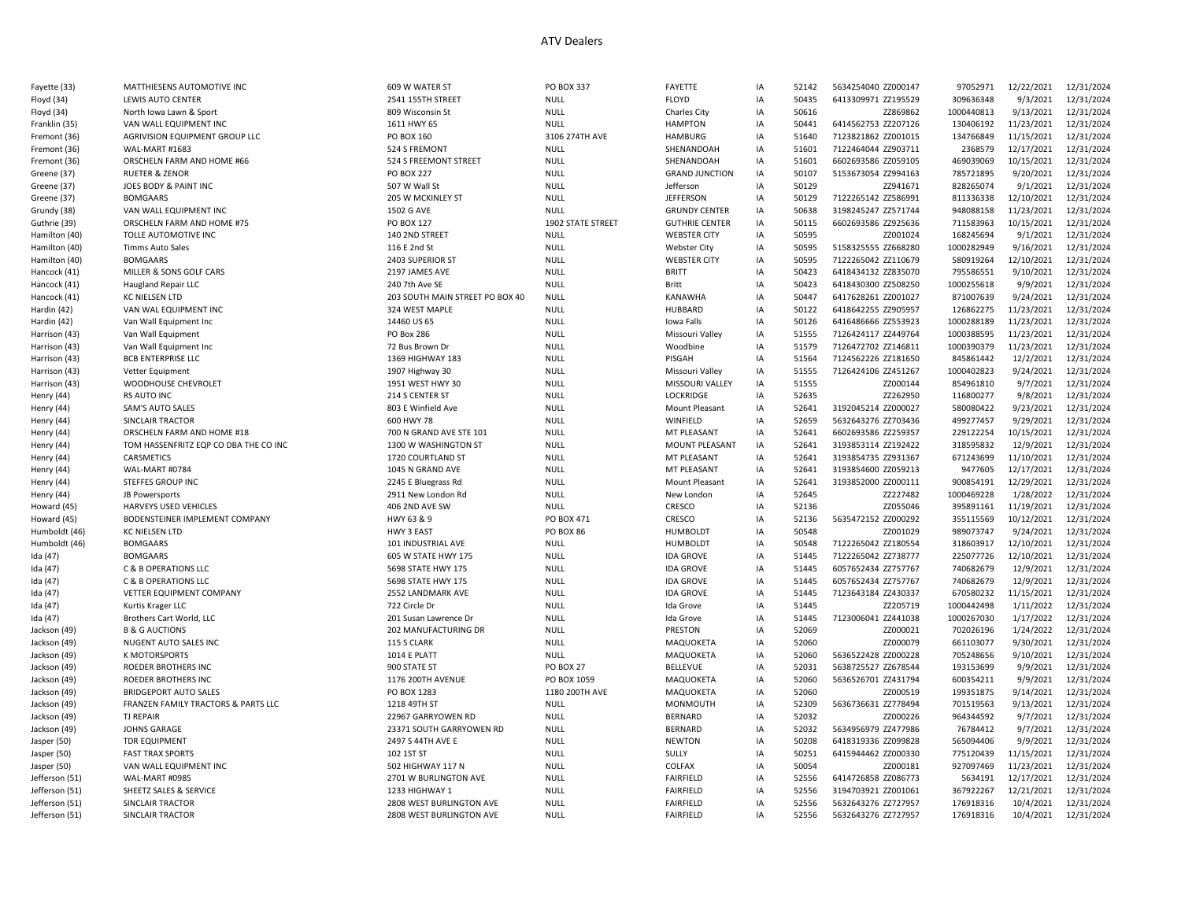# ATV Dealers

| | | | | | | | | | | |
|---|---|---|---|---|---|---|---|---|---|---|
| Fayette (33) | MATTHIESENS AUTOMOTIVE INC | 609 W WATER ST | PO BOX 337 | FAYETTE | IA | 52142 | 5634254040 ZZ000147 | 97052971 | 12/22/2021 | 12/31/2024 |
| Floyd (34) | LEWIS AUTO CENTER | 2541 155TH STREET | NULL | FLOYD | IA | 50435 | 6413309971 ZZ195529 | 309636348 | 9/3/2021 | 12/31/2024 |
| Floyd (34) | North Iowa Lawn & Sport | 809 Wisconsin St | NULL | Charles City | IA | 50616 | ZZ869862 | 1000440813 | 9/13/2021 | 12/31/2024 |
| Franklin (35) | VAN WALL EQUIPMENT INC | 1611 HWY 65 | NULL | HAMPTON | IA | 50441 | 6414562753 ZZ207126 | 130406192 | 11/23/2021 | 12/31/2024 |
| Fremont (36) | AGRIVISION EQUIPMENT GROUP LLC | PO BOX 160 | 3106 274TH AVE | HAMBURG | IA | 51640 | 7123821862 ZZ001015 | 134766849 | 11/15/2021 | 12/31/2024 |
| Fremont (36) | WAL-MART #1683 | 524 S FREMONT | NULL | SHENANDOAH | IA | 51601 | 7122464044 ZZ903711 | 2368579 | 12/17/2021 | 12/31/2024 |
| Fremont (36) | ORSCHELN FARM AND HOME #66 | 524 S FREEMONT STREET | NULL | SHENANDOAH | IA | 51601 | 6602693586 ZZ059105 | 469039069 | 10/15/2021 | 12/31/2024 |
| Greene (37) | RUETER & ZENOR | PO BOX 227 | NULL | GRAND JUNCTION | IA | 50107 | 5153673054 ZZ994163 | 785721895 | 9/20/2021 | 12/31/2024 |
| Greene (37) | JOES BODY & PAINT INC | 507 W Wall St | NULL | Jefferson | IA | 50129 | ZZ941671 | 828265074 | 9/1/2021 | 12/31/2024 |
| Greene (37) | BOMGAARS | 205 W MCKINLEY ST | NULL | JEFFERSON | IA | 50129 | 7122265142 ZZ586991 | 811336338 | 12/10/2021 | 12/31/2024 |
| Grundy (38) | VAN WALL EQUIPMENT INC | 1502 G AVE | NULL | GRUNDY CENTER | IA | 50638 | 3198245247 ZZ571744 | 948088158 | 11/23/2021 | 12/31/2024 |
| Guthrie (39) | ORSCHELN FARM AND HOME #75 | PO BOX 127 | 1902 STATE STREET | GUTHRIE CENTER | IA | 50115 | 6602693586 ZZ925636 | 711583963 | 10/15/2021 | 12/31/2024 |
| Hamilton (40) | TOLLE AUTOMOTIVE INC | 140 2ND STREET | NULL | WEBSTER CITY | IA | 50595 | ZZ001024 | 168245694 | 9/1/2021 | 12/31/2024 |
| Hamilton (40) | Timms Auto Sales | 116 E 2nd St | NULL | Webster City | IA | 50595 | 5158325555 ZZ668280 | 1000282949 | 9/16/2021 | 12/31/2024 |
| Hamilton (40) | BOMGAARS | 2403 SUPERIOR ST | NULL | WEBSTER CITY | IA | 50595 | 7122265042 ZZ110679 | 580919264 | 12/10/2021 | 12/31/2024 |
| Hancock (41) | MILLER & SONS GOLF CARS | 2197 JAMES AVE | NULL | BRITT | IA | 50423 | 6418434132 ZZ835070 | 795586551 | 9/10/2021 | 12/31/2024 |
| Hancock (41) | Haugland Repair LLC | 240 7th Ave SE | NULL | Britt | IA | 50423 | 6418430300 ZZ508250 | 1000255618 | 9/9/2021 | 12/31/2024 |
| Hancock (41) | KC NIELSEN LTD | 203 SOUTH MAIN STREET PO BOX 40 | NULL | KANAWHA | IA | 50447 | 6417628261 ZZ001027 | 871007639 | 9/24/2021 | 12/31/2024 |
| Hardin (42) | VAN WAL EQUIPMENT INC | 324 WEST MAPLE | NULL | HUBBARD | IA | 50122 | 6418642255 ZZ905957 | 126862275 | 11/23/2021 | 12/31/2024 |
| Hardin (42) | Van Wall Equipment Inc | 14460 US 65 | NULL | Iowa Falls | IA | 50126 | 6416486666 ZZ553923 | 1000288189 | 11/23/2021 | 12/31/2024 |
| Harrison (43) | Van Wall Equipment | PO Box 286 | NULL | Missouri Valley | IA | 51555 | 7126424117 ZZ449764 | 1000388595 | 11/23/2021 | 12/31/2024 |
| Harrison (43) | Van Wall Equipment Inc | 72 Bus Brown Dr | NULL | Woodbine | IA | 51579 | 7126472702 ZZ146811 | 1000390379 | 11/23/2021 | 12/31/2024 |
| Harrison (43) | BCB ENTERPRISE LLC | 1369 HIGHWAY 183 | NULL | PISGAH | IA | 51564 | 7124562226 ZZ181650 | 845861442 | 12/2/2021 | 12/31/2024 |
| Harrison (43) | Vetter Equipment | 1907 Highway 30 | NULL | Missouri Valley | IA | 51555 | 7126424106 ZZ451267 | 1000402823 | 9/24/2021 | 12/31/2024 |
| Harrison (43) | WOODHOUSE CHEVROLET | 1951 WEST HWY 30 | NULL | MISSOURI VALLEY | IA | 51555 | ZZ000144 | 854961810 | 9/7/2021 | 12/31/2024 |
| Henry (44) | RS AUTO INC | 214 S CENTER ST | NULL | LOCKRIDGE | IA | 52635 | ZZ262950 | 116800277 | 9/8/2021 | 12/31/2024 |
| Henry (44) | SAM'S AUTO SALES | 803 E Winfield Ave | NULL | Mount Pleasant | IA | 52641 | 3192045214 ZZ000027 | 580080422 | 9/23/2021 | 12/31/2024 |
| Henry (44) | SINCLAIR TRACTOR | 600 HWY 78 | NULL | WINFIELD | IA | 52659 | 5632643276 ZZ703436 | 499277457 | 9/29/2021 | 12/31/2024 |
| Henry (44) | ORSCHELN FARM AND HOME #18 | 700 N GRAND AVE STE 101 | NULL | MT PLEASANT | IA | 52641 | 6602693586 ZZ259357 | 229122254 | 10/15/2021 | 12/31/2024 |
| Henry (44) | TOM HASSENFRITZ EQP CO DBA THE CO INC | 1300 W WASHINGTON ST | NULL | MOUNT PLEASANT | IA | 52641 | 3193853114 ZZ192422 | 318595832 | 12/9/2021 | 12/31/2024 |
| Henry (44) | CARSMETICS | 1720 COURTLAND ST | NULL | MT PLEASANT | IA | 52641 | 3193854735 ZZ931367 | 671243699 | 11/10/2021 | 12/31/2024 |
| Henry (44) | WAL-MART #0784 | 1045 N GRAND AVE | NULL | MT PLEASANT | IA | 52641 | 3193854600 ZZ059213 | 9477605 | 12/17/2021 | 12/31/2024 |
| Henry (44) | STEFFES GROUP INC | 2245 E Bluegrass Rd | NULL | Mount Pleasant | IA | 52641 | 3193852000 ZZ000111 | 900854191 | 12/29/2021 | 12/31/2024 |
| Henry (44) | JB Powersports | 2911 New London Rd | NULL | New London | IA | 52645 | ZZ227482 | 1000469228 | 1/28/2022 | 12/31/2024 |
| Howard (45) | HARVEYS USED VEHICLES | 406 2ND AVE SW | NULL | CRESCO | IA | 52136 | ZZ055046 | 395891161 | 11/19/2021 | 12/31/2024 |
| Howard (45) | BODENSTEINER IMPLEMENT COMPANY | HWY 63 & 9 | PO BOX 471 | CRESCO | IA | 52136 | 5635472152 ZZ000292 | 355115569 | 10/12/2021 | 12/31/2024 |
| Humboldt (46) | KC NIELSEN LTD | HWY 3 EAST | PO BOX 86 | HUMBOLDT | IA | 50548 | ZZ001029 | 989073747 | 9/24/2021 | 12/31/2024 |
| Humboldt (46) | BOMGAARS | 101 INDUSTRIAL AVE | NULL | HUMBOLDT | IA | 50548 | 7122265042 ZZ180554 | 318603917 | 12/10/2021 | 12/31/2024 |
| Ida (47) | BOMGAARS | 605 W STATE HWY 175 | NULL | IDA GROVE | IA | 51445 | 7122265042 ZZ738777 | 225077726 | 12/10/2021 | 12/31/2024 |
| Ida (47) | C & B OPERATIONS LLC | 5698 STATE HWY 175 | NULL | IDA GROVE | IA | 51445 | 6057652434 ZZ757767 | 740682679 | 12/9/2021 | 12/31/2024 |
| Ida (47) | C & B OPERATIONS LLC | 5698 STATE HWY 175 | NULL | IDA GROVE | IA | 51445 | 6057652434 ZZ757767 | 740682679 | 12/9/2021 | 12/31/2024 |
| Ida (47) | VETTER EQUIPMENT COMPANY | 2552 LANDMARK AVE | NULL | IDA GROVE | IA | 51445 | 7123643184 ZZ430337 | 670580232 | 11/15/2021 | 12/31/2024 |
| Ida (47) | Kurtis Krager LLC | 722 Circle Dr | NULL | Ida Grove | IA | 51445 | ZZ205719 | 1000442498 | 1/11/2022 | 12/31/2024 |
| Ida (47) | Brothers Cart World, LLC | 201 Susan Lawrence Dr | NULL | Ida Grove | IA | 51445 | 7123006041 ZZ441038 | 1000267030 | 1/17/2022 | 12/31/2024 |
| Jackson (49) | B & G AUCTIONS | 202 MANUFACTURING DR | NULL | PRESTON | IA | 52069 | ZZ000021 | 702026196 | 1/24/2022 | 12/31/2024 |
| Jackson (49) | NUGENT AUTO SALES INC | 115 S CLARK | NULL | MAQUOKETA | IA | 52060 | ZZ000079 | 661103077 | 9/30/2021 | 12/31/2024 |
| Jackson (49) | K MOTORSPORTS | 1014 E PLATT | NULL | MAQUOKETA | IA | 52060 | 5636522428 ZZ000228 | 705248656 | 9/10/2021 | 12/31/2024 |
| Jackson (49) | ROEDER BROTHERS INC | 900 STATE ST | PO BOX 27 | BELLEVUE | IA | 52031 | 5638725527 ZZ678544 | 193153699 | 9/9/2021 | 12/31/2024 |
| Jackson (49) | ROEDER BROTHERS INC | 1176 200TH AVENUE | PO BOX 1059 | MAQUOKETA | IA | 52060 | 5636526701 ZZ431794 | 600354211 | 9/9/2021 | 12/31/2024 |
| Jackson (49) | BRIDGEPORT AUTO SALES | PO BOX 1283 | 1180 200TH AVE | MAQUOKETA | IA | 52060 | ZZ000519 | 199351875 | 9/14/2021 | 12/31/2024 |
| Jackson (49) | FRANZEN FAMILY TRACTORS & PARTS LLC | 1218 49TH ST | NULL | MONMOUTH | IA | 52309 | 5636736631 ZZ778494 | 701519563 | 9/13/2021 | 12/31/2024 |
| Jackson (49) | TJ REPAIR | 22967 GARRYOWEN RD | NULL | BERNARD | IA | 52032 | ZZ000226 | 964344592 | 9/7/2021 | 12/31/2024 |
| Jackson (49) | JOHNS GARAGE | 23371 SOUTH GARRYOWEN RD | NULL | BERNARD | IA | 52032 | 5634956979 ZZ477986 | 76784412 | 9/7/2021 | 12/31/2024 |
| Jasper (50) | TDR EQUIPMENT | 2497 S 44TH AVE E | NULL | NEWTON | IA | 50208 | 6418319336 ZZ099828 | 565094406 | 9/9/2021 | 12/31/2024 |
| Jasper (50) | FAST TRAX SPORTS | 102 1ST ST | NULL | SULLY | IA | 50251 | 6415944462 ZZ000330 | 775120439 | 11/15/2021 | 12/31/2024 |
| Jasper (50) | VAN WALL EQUIPMENT INC | 502 HIGHWAY 117 N | NULL | COLFAX | IA | 50054 | ZZ000181 | 927097469 | 11/23/2021 | 12/31/2024 |
| Jefferson (51) | WAL-MART #0985 | 2701 W BURLINGTON AVE | NULL | FAIRFIELD | IA | 52556 | 6414726858 ZZ086773 | 5634191 | 12/17/2021 | 12/31/2024 |
| Jefferson (51) | SHEETZ SALES & SERVICE | 1233 HIGHWAY 1 | NULL | FAIRFIELD | IA | 52556 | 3194703921 ZZ001061 | 367922267 | 12/21/2021 | 12/31/2024 |
| Jefferson (51) | SINCLAIR TRACTOR | 2808 WEST BURLINGTON AVE | NULL | FAIRFIELD | IA | 52556 | 5632643276 ZZ727957 | 176918316 | 10/4/2021 | 12/31/2024 |
| Jefferson (51) | SINCLAIR TRACTOR | 2808 WEST BURLINGTON AVE | NULL | FAIRFIELD | IA | 52556 | 5632643276 ZZ727957 | 176918316 | 10/4/2021 | 12/31/2024 |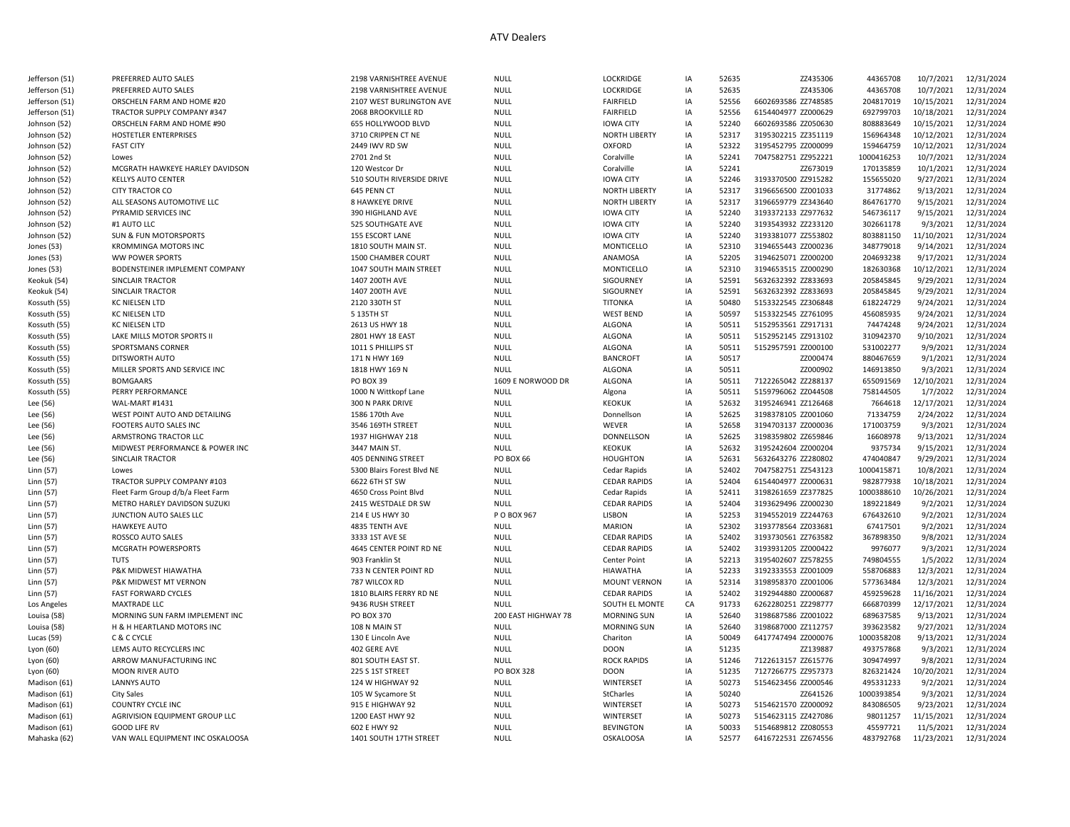# ATV Dealers

| | | | | | | | | | | |
|---|---|---|---|---|---|---|---|---|---|---|
| Jefferson (51) | PREFERRED AUTO SALES | 2198 VARNISHTREE AVENUE | NULL | LOCKRIDGE | IA | 52635 | ZZ435306 | 44365708 | 10/7/2021 | 12/31/2024 |
| Jefferson (51) | PREFERRED AUTO SALES | 2198 VARNISHTREE AVENUE | NULL | LOCKRIDGE | IA | 52635 | ZZ435306 | 44365708 | 10/7/2021 | 12/31/2024 |
| Jefferson (51) | ORSCHELN FARM AND HOME #20 | 2107 WEST BURLINGTON AVE | NULL | FAIRFIELD | IA | 52556 | 6602693586 ZZ748585 | 204817019 | 10/15/2021 | 12/31/2024 |
| Jefferson (51) | TRACTOR SUPPLY COMPANY #347 | 2068 BROOKVILLE RD | NULL | FAIRFIELD | IA | 52556 | 6154404977 ZZ000629 | 692799703 | 10/18/2021 | 12/31/2024 |
| Johnson (52) | ORSCHELN FARM AND HOME #90 | 655 HOLLYWOOD BLVD | NULL | IOWA CITY | IA | 52240 | 6602693586 ZZ050630 | 808883649 | 10/15/2021 | 12/31/2024 |
| Johnson (52) | HOSTETLER ENTERPRISES | 3710 CRIPPEN CT NE | NULL | NORTH LIBERTY | IA | 52317 | 3195302215 ZZ351119 | 156964348 | 10/12/2021 | 12/31/2024 |
| Johnson (52) | FAST CITY | 2449 IWV RD SW | NULL | OXFORD | IA | 52322 | 3195452795 ZZ000099 | 159464759 | 10/12/2021 | 12/31/2024 |
| Johnson (52) | Lowes | 2701 2nd St | NULL | Coralville | IA | 52241 | 7047582751 ZZ952221 | 1000416253 | 10/7/2021 | 12/31/2024 |
| Johnson (52) | MCGRATH HAWKEYE HARLEY DAVIDSON | 120 Westcor Dr | NULL | Coralville | IA | 52241 | ZZ673019 | 170135859 | 10/1/2021 | 12/31/2024 |
| Johnson (52) | KELLYS AUTO CENTER | 510 SOUTH RIVERSIDE DRIVE | NULL | IOWA CITY | IA | 52246 | 3193370500 ZZ915282 | 155655020 | 9/27/2021 | 12/31/2024 |
| Johnson (52) | CITY TRACTOR CO | 645 PENN CT | NULL | NORTH LIBERTY | IA | 52317 | 3196656500 ZZ001033 | 31774862 | 9/13/2021 | 12/31/2024 |
| Johnson (52) | ALL SEASONS AUTOMOTIVE LLC | 8 HAWKEYE DRIVE | NULL | NORTH LIBERTY | IA | 52317 | 3196659779 ZZ343640 | 864761770 | 9/15/2021 | 12/31/2024 |
| Johnson (52) | PYRAMID SERVICES INC | 390 HIGHLAND AVE | NULL | IOWA CITY | IA | 52240 | 3193372133 ZZ977632 | 546736117 | 9/15/2021 | 12/31/2024 |
| Johnson (52) | #1 AUTO LLC | 525 SOUTHGATE AVE | NULL | IOWA CITY | IA | 52240 | 3193543932 ZZ233120 | 302661178 | 9/3/2021 | 12/31/2024 |
| Johnson (52) | SUN & FUN MOTORSPORTS | 155 ESCORT LANE | NULL | IOWA CITY | IA | 52240 | 3193381077 ZZ553802 | 803881150 | 11/10/2021 | 12/31/2024 |
| Jones (53) | KROMMINGA MOTORS INC | 1810 SOUTH MAIN ST. | NULL | MONTICELLO | IA | 52310 | 3194655443 ZZ000236 | 348779018 | 9/14/2021 | 12/31/2024 |
| Jones (53) | WW POWER SPORTS | 1500 CHAMBER COURT | NULL | ANAMOSA | IA | 52205 | 3194625071 ZZ000200 | 204693238 | 9/17/2021 | 12/31/2024 |
| Jones (53) | BODENSTEINER IMPLEMENT COMPANY | 1047 SOUTH MAIN STREET | NULL | MONTICELLO | IA | 52310 | 3194653515 ZZ000290 | 182630368 | 10/12/2021 | 12/31/2024 |
| Keokuk (54) | SINCLAIR TRACTOR | 1407 200TH AVE | NULL | SIGOURNEY | IA | 52591 | 5632632392 ZZ833693 | 205845845 | 9/29/2021 | 12/31/2024 |
| Keokuk (54) | SINCLAIR TRACTOR | 1407 200TH AVE | NULL | SIGOURNEY | IA | 52591 | 5632632392 ZZ833693 | 205845845 | 9/29/2021 | 12/31/2024 |
| Kossuth (55) | KC NIELSEN LTD | 2120 330TH ST | NULL | TITONKA | IA | 50480 | 5153322545 ZZ306848 | 618224729 | 9/24/2021 | 12/31/2024 |
| Kossuth (55) | KC NIELSEN LTD | 5 135TH ST | NULL | WEST BEND | IA | 50597 | 5153322545 ZZ761095 | 456085935 | 9/24/2021 | 12/31/2024 |
| Kossuth (55) | KC NIELSEN LTD | 2613 US HWY 18 | NULL | ALGONA | IA | 50511 | 5152953561 ZZ917131 | 74474248 | 9/24/2021 | 12/31/2024 |
| Kossuth (55) | LAKE MILLS MOTOR SPORTS II | 2801 HWY 18 EAST | NULL | ALGONA | IA | 50511 | 5152952145 ZZ913102 | 310942370 | 9/10/2021 | 12/31/2024 |
| Kossuth (55) | SPORTSMANS CORNER | 1011 S PHILLIPS ST | NULL | ALGONA | IA | 50511 | 5152957591 ZZ000100 | 531002277 | 9/9/2021 | 12/31/2024 |
| Kossuth (55) | DITSWORTH AUTO | 171 N HWY 169 | NULL | BANCROFT | IA | 50517 | ZZ000474 | 880467659 | 9/1/2021 | 12/31/2024 |
| Kossuth (55) | MILLER SPORTS AND SERVICE INC | 1818 HWY 169 N | NULL | ALGONA | IA | 50511 | ZZ000902 | 146913850 | 9/3/2021 | 12/31/2024 |
| Kossuth (55) | BOMGAARS | PO BOX 39 | 1609 E NORWOOD DR | ALGONA | IA | 50511 | 7122265042 ZZ288137 | 655091569 | 12/10/2021 | 12/31/2024 |
| Kossuth (55) | PERRY PERFORMANCE | 1000 N Wittkopf Lane | NULL | Algona | IA | 50511 | 5159796062 ZZ044508 | 758144505 | 1/7/2022 | 12/31/2024 |
| Lee (56) | WAL-MART #1431 | 300 N PARK DRIVE | NULL | KEOKUK | IA | 52632 | 3195246941 ZZ126468 | 7664618 | 12/17/2021 | 12/31/2024 |
| Lee (56) | WEST POINT AUTO AND DETAILING | 1586 170th Ave | NULL | Donnellson | IA | 52625 | 3198378105 ZZ001060 | 71334759 | 2/24/2022 | 12/31/2024 |
| Lee (56) | FOOTERS AUTO SALES INC | 3546 169TH STREET | NULL | WEVER | IA | 52658 | 3194703137 ZZ000036 | 171003759 | 9/3/2021 | 12/31/2024 |
| Lee (56) | ARMSTRONG TRACTOR LLC | 1937 HIGHWAY 218 | NULL | DONNELLSON | IA | 52625 | 3198359802 ZZ659846 | 16608978 | 9/13/2021 | 12/31/2024 |
| Lee (56) | MIDWEST PERFORMANCE & POWER INC | 3447 MAIN ST. | NULL | KEOKUK | IA | 52632 | 3195242604 ZZ000204 | 9375734 | 9/15/2021 | 12/31/2024 |
| Lee (56) | SINCLAIR TRACTOR | 405 DENNING STREET | PO BOX 66 | HOUGHTON | IA | 52631 | 5632643276 ZZ280802 | 474040847 | 9/29/2021 | 12/31/2024 |
| Linn (57) | Lowes | 5300 Blairs Forest Blvd NE | NULL | Cedar Rapids | IA | 52402 | 7047582751 ZZ543123 | 1000415871 | 10/8/2021 | 12/31/2024 |
| Linn (57) | TRACTOR SUPPLY COMPANY #103 | 6622 6TH ST SW | NULL | CEDAR RAPIDS | IA | 52404 | 6154404977 ZZ000631 | 982877938 | 10/18/2021 | 12/31/2024 |
| Linn (57) | Fleet Farm Group d/b/a Fleet Farm | 4650 Cross Point Blvd | NULL | Cedar Rapids | IA | 52411 | 3198261659 ZZ377825 | 1000388610 | 10/26/2021 | 12/31/2024 |
| Linn (57) | METRO HARLEY DAVIDSON SUZUKI | 2415 WESTDALE DR SW | NULL | CEDAR RAPIDS | IA | 52404 | 3193629496 ZZ000230 | 189221849 | 9/2/2021 | 12/31/2024 |
| Linn (57) | JUNCTION AUTO SALES LLC | 214 E US HWY 30 | P O BOX 967 | LISBON | IA | 52253 | 3194552019 ZZ244763 | 676432610 | 9/2/2021 | 12/31/2024 |
| Linn (57) | HAWKEYE AUTO | 4835 TENTH AVE | NULL | MARION | IA | 52302 | 3193778564 ZZ033681 | 67417501 | 9/2/2021 | 12/31/2024 |
| Linn (57) | ROSSCO AUTO SALES | 3333 1ST AVE SE | NULL | CEDAR RAPIDS | IA | 52402 | 3193730561 ZZ763582 | 367898350 | 9/8/2021 | 12/31/2024 |
| Linn (57) | MCGRATH POWERSPORTS | 4645 CENTER POINT RD NE | NULL | CEDAR RAPIDS | IA | 52402 | 3193931205 ZZ000422 | 9976077 | 9/3/2021 | 12/31/2024 |
| Linn (57) | TUTS | 903 Franklin St | NULL | Center Point | IA | 52213 | 3195402607 ZZ578255 | 749804555 | 1/5/2022 | 12/31/2024 |
| Linn (57) | P&K MIDWEST HIAWATHA | 733 N CENTER POINT RD | NULL | HIAWATHA | IA | 52233 | 3192333553 ZZ001009 | 558706883 | 12/3/2021 | 12/31/2024 |
| Linn (57) | P&K MIDWEST MT VERNON | 787 WILCOX RD | NULL | MOUNT VERNON | IA | 52314 | 3198958370 ZZ001006 | 577363484 | 12/3/2021 | 12/31/2024 |
| Linn (57) | FAST FORWARD CYCLES | 1810 BLAIRS FERRY RD NE | NULL | CEDAR RAPIDS | IA | 52402 | 3192944880 ZZ000687 | 459259628 | 11/16/2021 | 12/31/2024 |
| Los Angeles | MAXTRADE LLC | 9436 RUSH STREET | NULL | SOUTH EL MONTE | CA | 91733 | 6262280251 ZZ298777 | 666870399 | 12/17/2021 | 12/31/2024 |
| Louisa (58) | MORNING SUN FARM IMPLEMENT INC | PO BOX 370 | 200 EAST HIGHWAY 78 | MORNING SUN | IA | 52640 | 3198687586 ZZ001022 | 689637585 | 9/13/2021 | 12/31/2024 |
| Louisa (58) | H & H HEARTLAND MOTORS INC | 108 N MAIN ST | NULL | MORNING SUN | IA | 52640 | 3198687000 ZZ112757 | 393623582 | 9/27/2021 | 12/31/2024 |
| Lucas (59) | C & C CYCLE | 130 E Lincoln Ave | NULL | Chariton | IA | 50049 | 6417747494 ZZ000076 | 1000358208 | 9/13/2021 | 12/31/2024 |
| Lyon (60) | LEMS AUTO RECYCLERS INC | 402 GERE AVE | NULL | DOON | IA | 51235 | ZZ139887 | 493757868 | 9/3/2021 | 12/31/2024 |
| Lyon (60) | ARROW MANUFACTURING INC | 801 SOUTH EAST ST. | NULL | ROCK RAPIDS | IA | 51246 | 7122613157 ZZ615776 | 309474997 | 9/8/2021 | 12/31/2024 |
| Lyon (60) | MOON RIVER AUTO | 225 S 1ST STREET | PO BOX 328 | DOON | IA | 51235 | 7127266775 ZZ957373 | 826321424 | 10/20/2021 | 12/31/2024 |
| Madison (61) | LANNYS AUTO | 124 W HIGHWAY 92 | NULL | WINTERSET | IA | 50273 | 5154623456 ZZ000546 | 495331233 | 9/2/2021 | 12/31/2024 |
| Madison (61) | City Sales | 105 W Sycamore St | NULL | StCharles | IA | 50240 | ZZ641526 | 1000393854 | 9/3/2021 | 12/31/2024 |
| Madison (61) | COUNTRY CYCLE INC | 915 E HIGHWAY 92 | NULL | WINTERSET | IA | 50273 | 5154621570 ZZ000092 | 843086505 | 9/23/2021 | 12/31/2024 |
| Madison (61) | AGRIVISION EQUIPMENT GROUP LLC | 1200 EAST HWY 92 | NULL | WINTERSET | IA | 50273 | 5154623115 ZZ427086 | 98011257 | 11/15/2021 | 12/31/2024 |
| Madison (61) | GOOD LIFE RV | 602 E HWY 92 | NULL | BEVINGTON | IA | 50033 | 5154689812 ZZ080553 | 45597721 | 11/5/2021 | 12/31/2024 |
| Mahaska (62) | VAN WALL EQUIPMENT INC OSKALOOSA | 1401 SOUTH 17TH STREET | NULL | OSKALOOSA | IA | 52577 | 6416722531 ZZ674556 | 483792768 | 11/23/2021 | 12/31/2024 |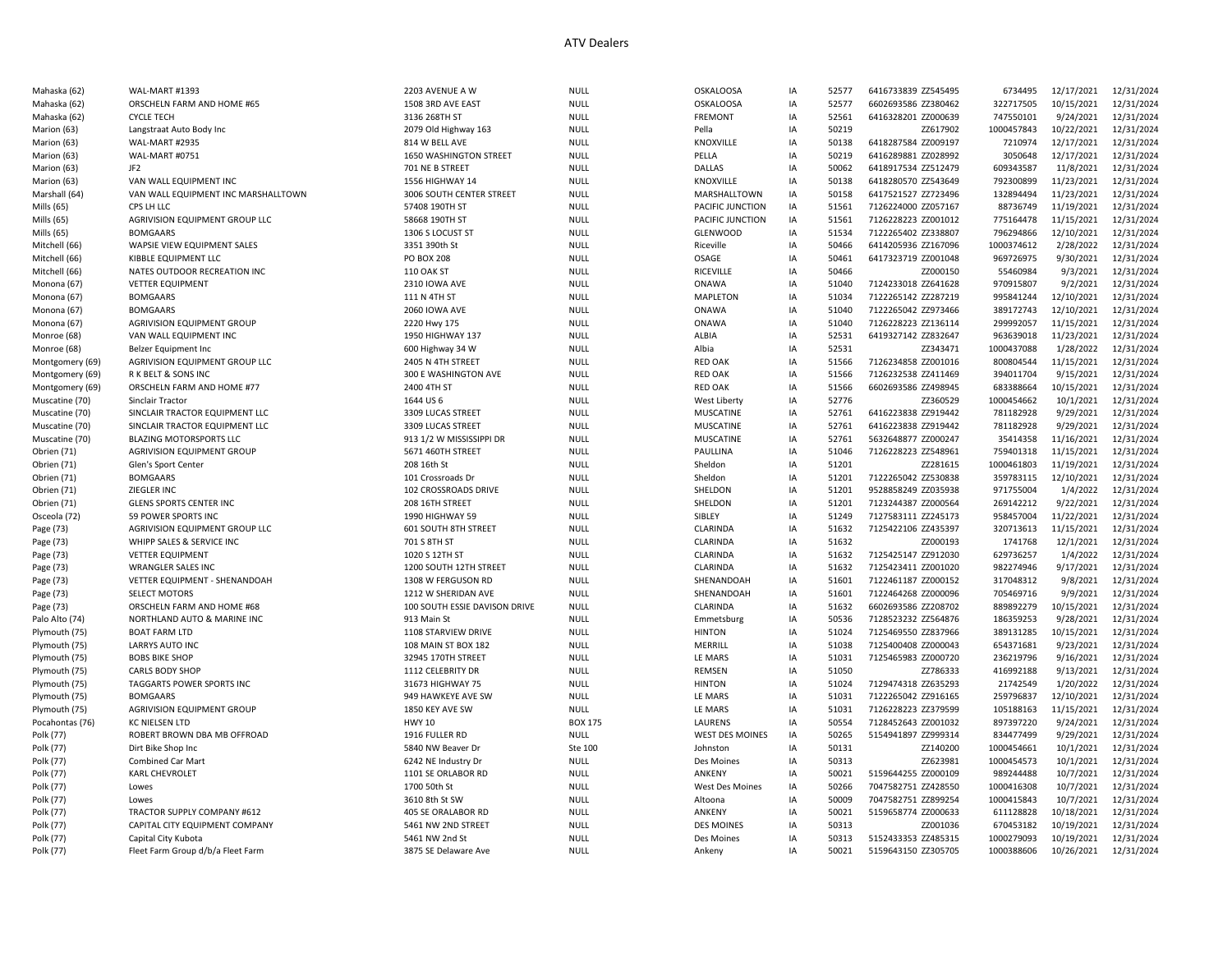# ATV Dealers

| | | | | | | | | | | |
|---|---|---|---|---|---|---|---|---|---|---|
| Mahaska (62) | WAL-MART #1393 | 2203 AVENUE A W | NULL | OSKALOOSA | IA | 52577 | 6416733839 ZZ545495 | 6734495 | 12/17/2021 | 12/31/2024 |
| Mahaska (62) | ORSCHELN FARM AND HOME #65 | 1508 3RD AVE EAST | NULL | OSKALOOSA | IA | 52577 | 6602693586 ZZ380462 | 322717505 | 10/15/2021 | 12/31/2024 |
| Mahaska (62) | CYCLE TECH | 3136 268TH ST | NULL | FREMONT | IA | 52561 | 6416328201 ZZ000639 | 747550101 | 9/24/2021 | 12/31/2024 |
| Marion (63) | Langstraat Auto Body Inc | 2079 Old Highway 163 | NULL | Pella | IA | 50219 | ZZ617902 | 1000457843 | 10/22/2021 | 12/31/2024 |
| Marion (63) | WAL-MART #2935 | 814 W BELL AVE | NULL | KNOXVILLE | IA | 50138 | 6418287584 ZZ009197 | 7210974 | 12/17/2021 | 12/31/2024 |
| Marion (63) | WAL-MART #0751 | 1650 WASHINGTON STREET | NULL | PELLA | IA | 50219 | 6416289881 ZZ028992 | 3050648 | 12/17/2021 | 12/31/2024 |
| Marion (63) | JF2 | 701 NE B STREET | NULL | DALLAS | IA | 50062 | 6418917534 ZZ512479 | 609343587 | 11/8/2021 | 12/31/2024 |
| Marion (63) | VAN WALL EQUIPMENT INC | 1556 HIGHWAY 14 | NULL | KNOXVILLE | IA | 50138 | 6418280570 ZZ543649 | 792300899 | 11/23/2021 | 12/31/2024 |
| Marshall (64) | VAN WALL EQUIPMENT INC MARSHALLTOWN | 3006 SOUTH CENTER STREET | NULL | MARSHALLTOWN | IA | 50158 | 6417521527 ZZ723496 | 132894494 | 11/23/2021 | 12/31/2024 |
| Mills (65) | CPS LH LLC | 57408 190TH ST | NULL | PACIFIC JUNCTION | IA | 51561 | 7126224000 ZZ057167 | 88736749 | 11/19/2021 | 12/31/2024 |
| Mills (65) | AGRIVISION EQUIPMENT GROUP LLC | 58668 190TH ST | NULL | PACIFIC JUNCTION | IA | 51561 | 7126228223 ZZ001012 | 775164478 | 11/15/2021 | 12/31/2024 |
| Mills (65) | BOMGAARS | 1306 S LOCUST ST | NULL | GLENWOOD | IA | 51534 | 7122265402 ZZ338807 | 796294866 | 12/10/2021 | 12/31/2024 |
| Mitchell (66) | WAPSIE VIEW EQUIPMENT SALES | 3351 390th St | NULL | Riceville | IA | 50466 | 6414205936 ZZ167096 | 1000374612 | 2/28/2022 | 12/31/2024 |
| Mitchell (66) | KIBBLE EQUIPMENT LLC | PO BOX 208 | NULL | OSAGE | IA | 50461 | 6417323719 ZZ001048 | 969726975 | 9/30/2021 | 12/31/2024 |
| Mitchell (66) | NATES OUTDOOR RECREATION INC | 110 OAK ST | NULL | RICEVILLE | IA | 50466 | ZZ000150 | 55460984 | 9/3/2021 | 12/31/2024 |
| Monona (67) | VETTER EQUIPMENT | 2310 IOWA AVE | NULL | ONAWA | IA | 51040 | 7124233018 ZZ641628 | 970915807 | 9/2/2021 | 12/31/2024 |
| Monona (67) | BOMGAARS | 111 N 4TH ST | NULL | MAPLETON | IA | 51034 | 7122265142 ZZ287219 | 995841244 | 12/10/2021 | 12/31/2024 |
| Monona (67) | BOMGAARS | 2060 IOWA AVE | NULL | ONAWA | IA | 51040 | 7122265042 ZZ973466 | 389172743 | 12/10/2021 | 12/31/2024 |
| Monona (67) | AGRIVISION EQUIPMENT GROUP | 2220 Hwy 175 | NULL | ONAWA | IA | 51040 | 7126228223 ZZ136114 | 299992057 | 11/15/2021 | 12/31/2024 |
| Monroe (68) | VAN WALL EQUIPMENT INC | 1950 HIGHWAY 137 | NULL | ALBIA | IA | 52531 | 6419327142 ZZ832647 | 963639018 | 11/23/2021 | 12/31/2024 |
| Monroe (68) | Belzer Equipment Inc | 600 Highway 34 W | NULL | Albia | IA | 52531 | ZZ343471 | 1000437088 | 1/28/2022 | 12/31/2024 |
| Montgomery (69) | AGRIVISION EQUIPMENT GROUP LLC | 2405 N 4TH STREET | NULL | RED OAK | IA | 51566 | 7126234858 ZZ001016 | 800804544 | 11/15/2021 | 12/31/2024 |
| Montgomery (69) | R K BELT & SONS INC | 300 E WASHINGTON AVE | NULL | RED OAK | IA | 51566 | 7126232538 ZZ411469 | 394011704 | 9/15/2021 | 12/31/2024 |
| Montgomery (69) | ORSCHELN FARM AND HOME #77 | 2400 4TH ST | NULL | RED OAK | IA | 51566 | 6602693586 ZZ498945 | 683388664 | 10/15/2021 | 12/31/2024 |
| Muscatine (70) | Sinclair Tractor | 1644 US 6 | NULL | West Liberty | IA | 52776 | ZZ360529 | 1000454662 | 10/1/2021 | 12/31/2024 |
| Muscatine (70) | SINCLAIR TRACTOR EQUIPMENT LLC | 3309 LUCAS STREET | NULL | MUSCATINE | IA | 52761 | 6416223838 ZZ919442 | 781182928 | 9/29/2021 | 12/31/2024 |
| Muscatine (70) | SINCLAIR TRACTOR EQUIPMENT LLC | 3309 LUCAS STREET | NULL | MUSCATINE | IA | 52761 | 6416223838 ZZ919442 | 781182928 | 9/29/2021 | 12/31/2024 |
| Muscatine (70) | BLAZING MOTORSPORTS LLC | 913 1/2 W MISSISSIPPI DR | NULL | MUSCATINE | IA | 52761 | 5632648877 ZZ000247 | 35414358 | 11/16/2021 | 12/31/2024 |
| Obrien (71) | AGRIVISION EQUIPMENT GROUP | 5671 460TH STREET | NULL | PAULLINA | IA | 51046 | 7126228223 ZZ548961 | 759401318 | 11/15/2021 | 12/31/2024 |
| Obrien (71) | Glen's Sport Center | 208 16th St | NULL | Sheldon | IA | 51201 | ZZ281615 | 1000461803 | 11/19/2021 | 12/31/2024 |
| Obrien (71) | BOMGAARS | 101 Crossroads Dr | NULL | Sheldon | IA | 51201 | 7122265042 ZZ530838 | 359783115 | 12/10/2021 | 12/31/2024 |
| Obrien (71) | ZIEGLER INC | 102 CROSSROADS DRIVE | NULL | SHELDON | IA | 51201 | 9528858249 ZZ035938 | 971755004 | 1/4/2022 | 12/31/2024 |
| Obrien (71) | GLENS SPORTS CENTER INC | 208 16TH STREET | NULL | SHELDON | IA | 51201 | 7123244387 ZZ000564 | 269142212 | 9/22/2021 | 12/31/2024 |
| Osceola (72) | 59 POWER SPORTS INC | 1990 HIGHWAY 59 | NULL | SIBLEY | IA | 51249 | 7127583111 ZZ245173 | 958457004 | 11/22/2021 | 12/31/2024 |
| Page (73) | AGRIVISION EQUIPMENT GROUP LLC | 601 SOUTH 8TH STREET | NULL | CLARINDA | IA | 51632 | 7125422106 ZZ435397 | 320713613 | 11/15/2021 | 12/31/2024 |
| Page (73) | WHIPP SALES & SERVICE INC | 701 S 8TH ST | NULL | CLARINDA | IA | 51632 | ZZ000193 | 1741768 | 12/1/2021 | 12/31/2024 |
| Page (73) | VETTER EQUIPMENT | 1020 S 12TH ST | NULL | CLARINDA | IA | 51632 | 7125425147 ZZ912030 | 629736257 | 1/4/2022 | 12/31/2024 |
| Page (73) | WRANGLER SALES INC | 1200 SOUTH 12TH STREET | NULL | CLARINDA | IA | 51632 | 7125423411 ZZ001020 | 982274946 | 9/17/2021 | 12/31/2024 |
| Page (73) | VETTER EQUIPMENT - SHENANDOAH | 1308 W FERGUSON RD | NULL | SHENANDOAH | IA | 51601 | 7122461187 ZZ000152 | 317048312 | 9/8/2021 | 12/31/2024 |
| Page (73) | SELECT MOTORS | 1212 W SHERIDAN AVE | NULL | SHENANDOAH | IA | 51601 | 7122464268 ZZ000096 | 705469716 | 9/9/2021 | 12/31/2024 |
| Page (73) | ORSCHELN FARM AND HOME #68 | 100 SOUTH ESSIE DAVISON DRIVE | NULL | CLARINDA | IA | 51632 | 6602693586 ZZ208702 | 889892279 | 10/15/2021 | 12/31/2024 |
| Palo Alto (74) | NORTHLAND AUTO & MARINE INC | 913 Main St | NULL | Emmetsburg | IA | 50536 | 7128523232 ZZ564876 | 186359253 | 9/28/2021 | 12/31/2024 |
| Plymouth (75) | BOAT FARM LTD | 1108 STARVIEW DRIVE | NULL | HINTON | IA | 51024 | 7125469550 ZZ837966 | 389131285 | 10/15/2021 | 12/31/2024 |
| Plymouth (75) | LARRYS AUTO INC | 108 MAIN ST BOX 182 | NULL | MERRILL | IA | 51038 | 7125400408 ZZ000043 | 654371681 | 9/23/2021 | 12/31/2024 |
| Plymouth (75) | BOBS BIKE SHOP | 32945 170TH STREET | NULL | LE MARS | IA | 51031 | 7125465983 ZZ000720 | 236219796 | 9/16/2021 | 12/31/2024 |
| Plymouth (75) | CARLS BODY SHOP | 1112 CELEBRITY DR | NULL | REMSEN | IA | 51050 | ZZ786333 | 416992188 | 9/13/2021 | 12/31/2024 |
| Plymouth (75) | TAGGARTS POWER SPORTS INC | 31673 HIGHWAY 75 | NULL | HINTON | IA | 51024 | 7129474318 ZZ635293 | 21742549 | 1/20/2022 | 12/31/2024 |
| Plymouth (75) | BOMGAARS | 949 HAWKEYE AVE SW | NULL | LE MARS | IA | 51031 | 7122265042 ZZ916165 | 259796837 | 12/10/2021 | 12/31/2024 |
| Plymouth (75) | AGRIVISION EQUIPMENT GROUP | 1850 KEY AVE SW | NULL | LE MARS | IA | 51031 | 7126228223 ZZ379599 | 105188163 | 11/15/2021 | 12/31/2024 |
| Pocahontas (76) | KC NIELSEN LTD | HWY 10 | BOX 175 | LAURENS | IA | 50554 | 7128452643 ZZ001032 | 897397220 | 9/24/2021 | 12/31/2024 |
| Polk (77) | ROBERT BROWN DBA MB OFFROAD | 1916 FULLER RD | NULL | WEST DES MOINES | IA | 50265 | 5154941897 ZZ999314 | 834477499 | 9/29/2021 | 12/31/2024 |
| Polk (77) | Dirt Bike Shop Inc | 5840 NW Beaver Dr | Ste 100 | Johnston | IA | 50131 | ZZ140200 | 1000454661 | 10/1/2021 | 12/31/2024 |
| Polk (77) | Combined Car Mart | 6242 NE Industry Dr | NULL | Des Moines | IA | 50313 | ZZ623981 | 1000454573 | 10/1/2021 | 12/31/2024 |
| Polk (77) | KARL CHEVROLET | 1101 SE ORLABOR RD | NULL | ANKENY | IA | 50021 | 5159644255 ZZ000109 | 989244488 | 10/7/2021 | 12/31/2024 |
| Polk (77) | Lowes | 1700 50th St | NULL | West Des Moines | IA | 50266 | 7047582751 ZZ428550 | 1000416308 | 10/7/2021 | 12/31/2024 |
| Polk (77) | Lowes | 3610 8th St SW | NULL | Altoona | IA | 50009 | 7047582751 ZZ899254 | 1000415843 | 10/7/2021 | 12/31/2024 |
| Polk (77) | TRACTOR SUPPLY COMPANY #612 | 405 SE ORALABOR RD | NULL | ANKENY | IA | 50021 | 5159658774 ZZ000633 | 611128828 | 10/18/2021 | 12/31/2024 |
| Polk (77) | CAPITAL CITY EQUIPMENT COMPANY | 5461 NW 2ND STREET | NULL | DES MOINES | IA | 50313 | ZZ001036 | 670453182 | 10/19/2021 | 12/31/2024 |
| Polk (77) | Capital City Kubota | 5461 NW 2nd St | NULL | Des Moines | IA | 50313 | 5152433353 ZZ485315 | 1000279093 | 10/19/2021 | 12/31/2024 |
| Polk (77) | Fleet Farm Group d/b/a Fleet Farm | 3875 SE Delaware Ave | NULL | Ankeny | IA | 50021 | 5159643150 ZZ305705 | 1000388606 | 10/26/2021 | 12/31/2024 |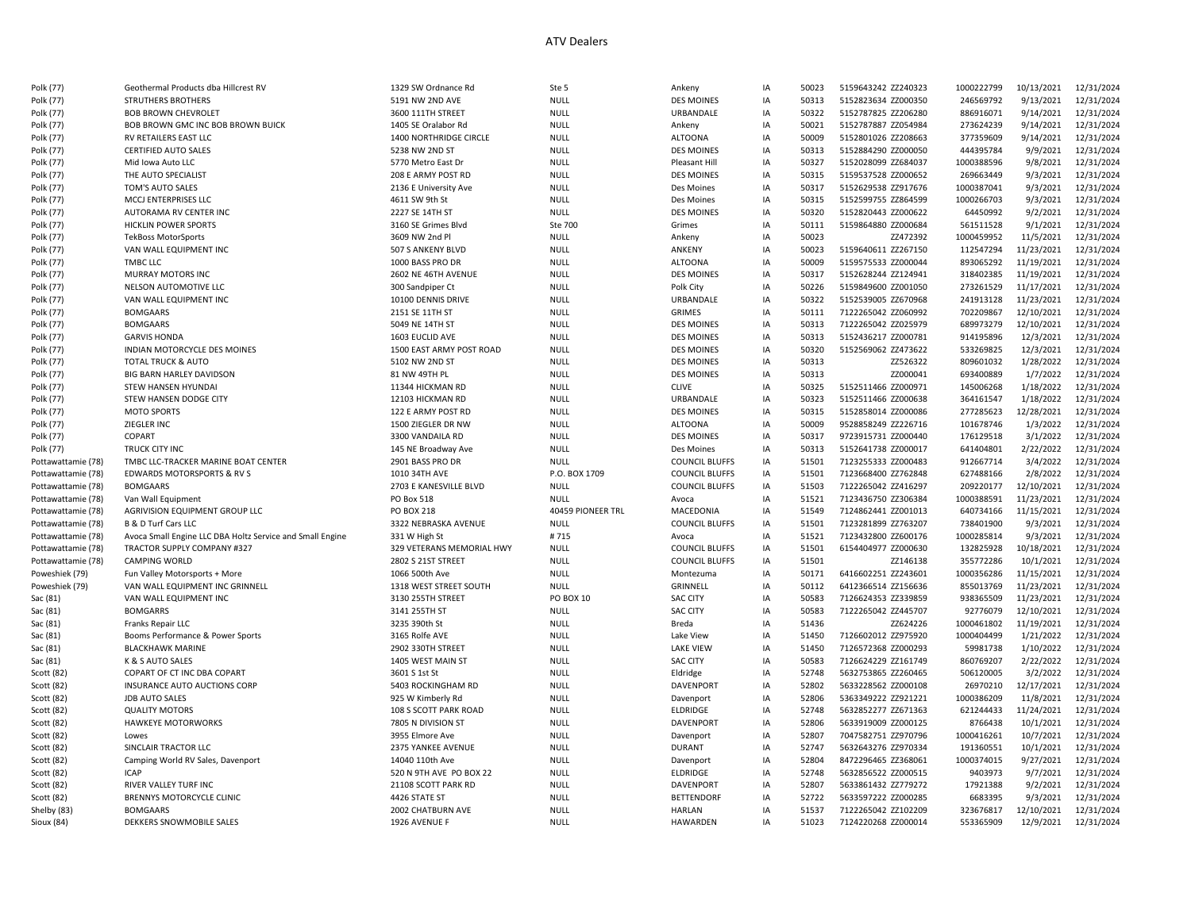# ATV Dealers

| | | | | | | | | | | |
|---|---|---|---|---|---|---|---|---|---|---|
| Polk (77) | Geothermal Products dba Hillcrest RV | 1329 SW Ordnance Rd | Ste 5 | Ankeny | IA | 50023 | 5159643242 ZZ240323 | 1000222799 | 10/13/2021 | 12/31/2024 |
| Polk (77) | STRUTHERS BROTHERS | 5191 NW 2ND AVE | NULL | DES MOINES | IA | 50313 | 5152823634 ZZ000350 | 246569792 | 9/13/2021 | 12/31/2024 |
| Polk (77) | BOB BROWN CHEVROLET | 3600 111TH STREET | NULL | URBANDALE | IA | 50322 | 5152787825 ZZ206280 | 886916071 | 9/14/2021 | 12/31/2024 |
| Polk (77) | BOB BROWN GMC INC BOB BROWN BUICK | 1405 SE Oralabor Rd | NULL | Ankeny | IA | 50021 | 5152787887 ZZ054984 | 273624239 | 9/14/2021 | 12/31/2024 |
| Polk (77) | RV RETAILERS EAST LLC | 1400 NORTHRIDGE CIRCLE | NULL | ALTOONA | IA | 50009 | 5152801026 ZZ208663 | 377359609 | 9/14/2021 | 12/31/2024 |
| Polk (77) | CERTIFIED AUTO SALES | 5238 NW 2ND ST | NULL | DES MOINES | IA | 50313 | 5152884290 ZZ000050 | 444395784 | 9/9/2021 | 12/31/2024 |
| Polk (77) | Mid Iowa Auto LLC | 5770 Metro East Dr | NULL | Pleasant Hill | IA | 50327 | 5152028099 ZZ684037 | 1000388596 | 9/8/2021 | 12/31/2024 |
| Polk (77) | THE AUTO SPECIALIST | 208 E ARMY POST RD | NULL | DES MOINES | IA | 50315 | 5159537528 ZZ000652 | 269663449 | 9/3/2021 | 12/31/2024 |
| Polk (77) | TOM'S AUTO SALES | 2136 E University Ave | NULL | Des Moines | IA | 50317 | 5152629538 ZZ917676 | 1000387041 | 9/3/2021 | 12/31/2024 |
| Polk (77) | MCCJ ENTERPRISES LLC | 4611 SW 9th St | NULL | Des Moines | IA | 50315 | 5152599755 ZZ864599 | 1000266703 | 9/3/2021 | 12/31/2024 |
| Polk (77) | AUTORAMA RV CENTER INC | 2227 SE 14TH ST | NULL | DES MOINES | IA | 50320 | 5152820443 ZZ000622 | 64450992 | 9/2/2021 | 12/31/2024 |
| Polk (77) | HICKLIN POWER SPORTS | 3160 SE Grimes Blvd | Ste 700 | Grimes | IA | 50111 | 5159864880 ZZ000684 | 561511528 | 9/1/2021 | 12/31/2024 |
| Polk (77) | TekBoss MotorSports | 3609 NW 2nd Pl | NULL | Ankeny | IA | 50023 | ZZ472392 | 1000459952 | 11/5/2021 | 12/31/2024 |
| Polk (77) | VAN WALL EQUIPMENT INC | 507 S ANKENY BLVD | NULL | ANKENY | IA | 50023 | 5159640611 ZZ267150 | 112547294 | 11/23/2021 | 12/31/2024 |
| Polk (77) | TMBC LLC | 1000 BASS PRO DR | NULL | ALTOONA | IA | 50009 | 5159575533 ZZ000044 | 893065292 | 11/19/2021 | 12/31/2024 |
| Polk (77) | MURRAY MOTORS INC | 2602 NE 46TH AVENUE | NULL | DES MOINES | IA | 50317 | 5152628244 ZZ124941 | 318402385 | 11/19/2021 | 12/31/2024 |
| Polk (77) | NELSON AUTOMOTIVE LLC | 300 Sandpiper Ct | NULL | Polk City | IA | 50226 | 5159849600 ZZ001050 | 273261529 | 11/17/2021 | 12/31/2024 |
| Polk (77) | VAN WALL EQUIPMENT INC | 10100 DENNIS DRIVE | NULL | URBANDALE | IA | 50322 | 5152539005 ZZ670968 | 241913128 | 11/23/2021 | 12/31/2024 |
| Polk (77) | BOMGAARS | 2151 SE 11TH ST | NULL | GRIMES | IA | 50111 | 7122265042 ZZ060992 | 702209867 | 12/10/2021 | 12/31/2024 |
| Polk (77) | BOMGAARS | 5049 NE 14TH ST | NULL | DES MOINES | IA | 50313 | 7122265042 ZZ025979 | 689973279 | 12/10/2021 | 12/31/2024 |
| Polk (77) | GARVIS HONDA | 1603 EUCLID AVE | NULL | DES MOINES | IA | 50313 | 5152436217 ZZ000781 | 914195896 | 12/3/2021 | 12/31/2024 |
| Polk (77) | INDIAN MOTORCYCLE DES MOINES | 1500 EAST ARMY POST ROAD | NULL | DES MOINES | IA | 50320 | 5152569062 ZZ473622 | 533269825 | 12/3/2021 | 12/31/2024 |
| Polk (77) | TOTAL TRUCK & AUTO | 5102 NW 2ND ST | NULL | DES MOINES | IA | 50313 | ZZ526322 | 809601032 | 1/28/2022 | 12/31/2024 |
| Polk (77) | BIG BARN HARLEY DAVIDSON | 81 NW 49TH PL | NULL | DES MOINES | IA | 50313 | ZZ000041 | 693400889 | 1/7/2022 | 12/31/2024 |
| Polk (77) | STEW HANSEN HYUNDAI | 11344 HICKMAN RD | NULL | CLIVE | IA | 50325 | 5152511466 ZZ000971 | 145006268 | 1/18/2022 | 12/31/2024 |
| Polk (77) | STEW HANSEN DODGE CITY | 12103 HICKMAN RD | NULL | URBANDALE | IA | 50323 | 5152511466 ZZ000638 | 364161547 | 1/18/2022 | 12/31/2024 |
| Polk (77) | MOTO SPORTS | 122 E ARMY POST RD | NULL | DES MOINES | IA | 50315 | 5152858014 ZZ000086 | 277285623 | 12/28/2021 | 12/31/2024 |
| Polk (77) | ZIEGLER INC | 1500 ZIEGLER DR NW | NULL | ALTOONA | IA | 50009 | 9528858249 ZZ226716 | 101678746 | 1/3/2022 | 12/31/2024 |
| Polk (77) | COPART | 3300 VANDAILA RD | NULL | DES MOINES | IA | 50317 | 9723915731 ZZ000440 | 176129518 | 3/1/2022 | 12/31/2024 |
| Polk (77) | TRUCK CITY INC | 145 NE Broadway Ave | NULL | Des Moines | IA | 50313 | 5152641738 ZZ000017 | 641404801 | 2/22/2022 | 12/31/2024 |
| Pottawattamie (78) | TMBC LLC-TRACKER MARINE BOAT CENTER | 2901 BASS PRO DR | NULL | COUNCIL BLUFFS | IA | 51501 | 7123255333 ZZ000483 | 912667714 | 3/4/2022 | 12/31/2024 |
| Pottawattamie (78) | EDWARDS MOTORSPORTS & RV S | 1010 34TH AVE | P.O. BOX 1709 | COUNCIL BLUFFS | IA | 51501 | 7123668400 ZZ762848 | 627488166 | 2/8/2022 | 12/31/2024 |
| Pottawattamie (78) | BOMGAARS | 2703 E KANESVILLE BLVD | NULL | COUNCIL BLUFFS | IA | 51503 | 7122265042 ZZ416297 | 209220177 | 12/10/2021 | 12/31/2024 |
| Pottawattamie (78) | Van Wall Equipment | PO Box 518 | NULL | Avoca | IA | 51521 | 7123436750 ZZ306384 | 1000388591 | 11/23/2021 | 12/31/2024 |
| Pottawattamie (78) | AGRIVISION EQUIPMENT GROUP LLC | PO BOX 218 | 40459 PIONEER TRL | MACEDONIA | IA | 51549 | 7124862441 ZZ001013 | 640734166 | 11/15/2021 | 12/31/2024 |
| Pottawattamie (78) | B & D Turf Cars LLC | 3322 NEBRASKA AVENUE | NULL | COUNCIL BLUFFS | IA | 51501 | 7123281899 ZZ763207 | 738401900 | 9/3/2021 | 12/31/2024 |
| Pottawattamie (78) | Avoca Small Engine LLC DBA Holtz Service and Small Engine | 331 W High St | # 715 | Avoca | IA | 51521 | 7123432800 ZZ600176 | 1000285814 | 9/3/2021 | 12/31/2024 |
| Pottawattamie (78) | TRACTOR SUPPLY COMPANY #327 | 329 VETERANS MEMORIAL HWY | NULL | COUNCIL BLUFFS | IA | 51501 | 6154404977 ZZ000630 | 132825928 | 10/18/2021 | 12/31/2024 |
| Pottawattamie (78) | CAMPING WORLD | 2802 S 21ST STREET | NULL | COUNCIL BLUFFS | IA | 51501 | ZZ146138 | 355772286 | 10/1/2021 | 12/31/2024 |
| Poweshiek (79) | Fun Valley Motorsports + More | 1066 500th Ave | NULL | Montezuma | IA | 50171 | 6416602251 ZZ243601 | 1000356286 | 11/15/2021 | 12/31/2024 |
| Poweshiek (79) | VAN WALL EQUIPMENT INC GRINNELL | 1318 WEST STREET SOUTH | NULL | GRINNELL | IA | 50112 | 6412366514 ZZ156636 | 855013769 | 11/23/2021 | 12/31/2024 |
| Sac (81) | VAN WALL EQUIPMENT INC | 3130 255TH STREET | PO BOX 10 | SAC CITY | IA | 50583 | 7126624353 ZZ339859 | 938365509 | 11/23/2021 | 12/31/2024 |
| Sac (81) | BOMGARRS | 3141 255TH ST | NULL | SAC CITY | IA | 50583 | 7122265042 ZZ445707 | 92776079 | 12/10/2021 | 12/31/2024 |
| Sac (81) | Franks Repair LLC | 3235 390th St | NULL | Breda | IA | 51436 | ZZ624226 | 1000461802 | 11/19/2021 | 12/31/2024 |
| Sac (81) | Booms Performance & Power Sports | 3165 Rolfe AVE | NULL | Lake View | IA | 51450 | 7126602012 ZZ975920 | 1000404499 | 1/21/2022 | 12/31/2024 |
| Sac (81) | BLACKHAWK MARINE | 2902 330TH STREET | NULL | LAKE VIEW | IA | 51450 | 7126572368 ZZ000293 | 59981738 | 1/10/2022 | 12/31/2024 |
| Sac (81) | K & S AUTO SALES | 1405 WEST MAIN ST | NULL | SAC CITY | IA | 50583 | 7126624229 ZZ161749 | 860769207 | 2/22/2022 | 12/31/2024 |
| Scott (82) | COPART OF CT INC DBA COPART | 3601 S 1st St | NULL | Eldridge | IA | 52748 | 5632753865 ZZ260465 | 506120005 | 3/2/2022 | 12/31/2024 |
| Scott (82) | INSURANCE AUTO AUCTIONS CORP | 5403 ROCKINGHAM RD | NULL | DAVENPORT | IA | 52802 | 5633228562 ZZ000108 | 26970210 | 12/17/2021 | 12/31/2024 |
| Scott (82) | JDB AUTO SALES | 925 W Kimberly Rd | NULL | Davenport | IA | 52806 | 5363349222 ZZ921221 | 1000386209 | 11/8/2021 | 12/31/2024 |
| Scott (82) | QUALITY MOTORS | 108 S SCOTT PARK ROAD | NULL | ELDRIDGE | IA | 52748 | 5632852277 ZZ671363 | 621244433 | 11/24/2021 | 12/31/2024 |
| Scott (82) | HAWKEYE MOTORWORKS | 7805 N DIVISION ST | NULL | DAVENPORT | IA | 52806 | 5633919009 ZZ000125 | 8766438 | 10/1/2021 | 12/31/2024 |
| Scott (82) | Lowes | 3955 Elmore Ave | NULL | Davenport | IA | 52807 | 7047582751 ZZ970796 | 1000416261 | 10/7/2021 | 12/31/2024 |
| Scott (82) | SINCLAIR TRACTOR LLC | 2375 YANKEE AVENUE | NULL | DURANT | IA | 52747 | 5632643276 ZZ970334 | 191360551 | 10/1/2021 | 12/31/2024 |
| Scott (82) | Camping World RV Sales, Davenport | 14040 110th Ave | NULL | Davenport | IA | 52804 | 8472296465 ZZ368061 | 1000374015 | 9/27/2021 | 12/31/2024 |
| Scott (82) | ICAP | 520 N 9TH AVE PO BOX 22 | NULL | ELDRIDGE | IA | 52748 | 5632856522 ZZ000515 | 9403973 | 9/7/2021 | 12/31/2024 |
| Scott (82) | RIVER VALLEY TURF INC | 21108 SCOTT PARK RD | NULL | DAVENPORT | IA | 52807 | 5633861432 ZZ779272 | 17921388 | 9/2/2021 | 12/31/2024 |
| Scott (82) | BRENNYS MOTORCYCLE CLINIC | 4426 STATE ST | NULL | BETTENDORF | IA | 52722 | 5633597222 ZZ000285 | 6683395 | 9/3/2021 | 12/31/2024 |
| Shelby (83) | BOMGAARS | 2002 CHATBURN AVE | NULL | HARLAN | IA | 51537 | 7122265042 ZZ102209 | 323676817 | 12/10/2021 | 12/31/2024 |
| Sioux (84) | DEKKERS SNOWMOBILE SALES | 1926 AVENUE F | NULL | HAWARDEN | IA | 51023 | 7124220268 ZZ000014 | 553365909 | 12/9/2021 | 12/31/2024 |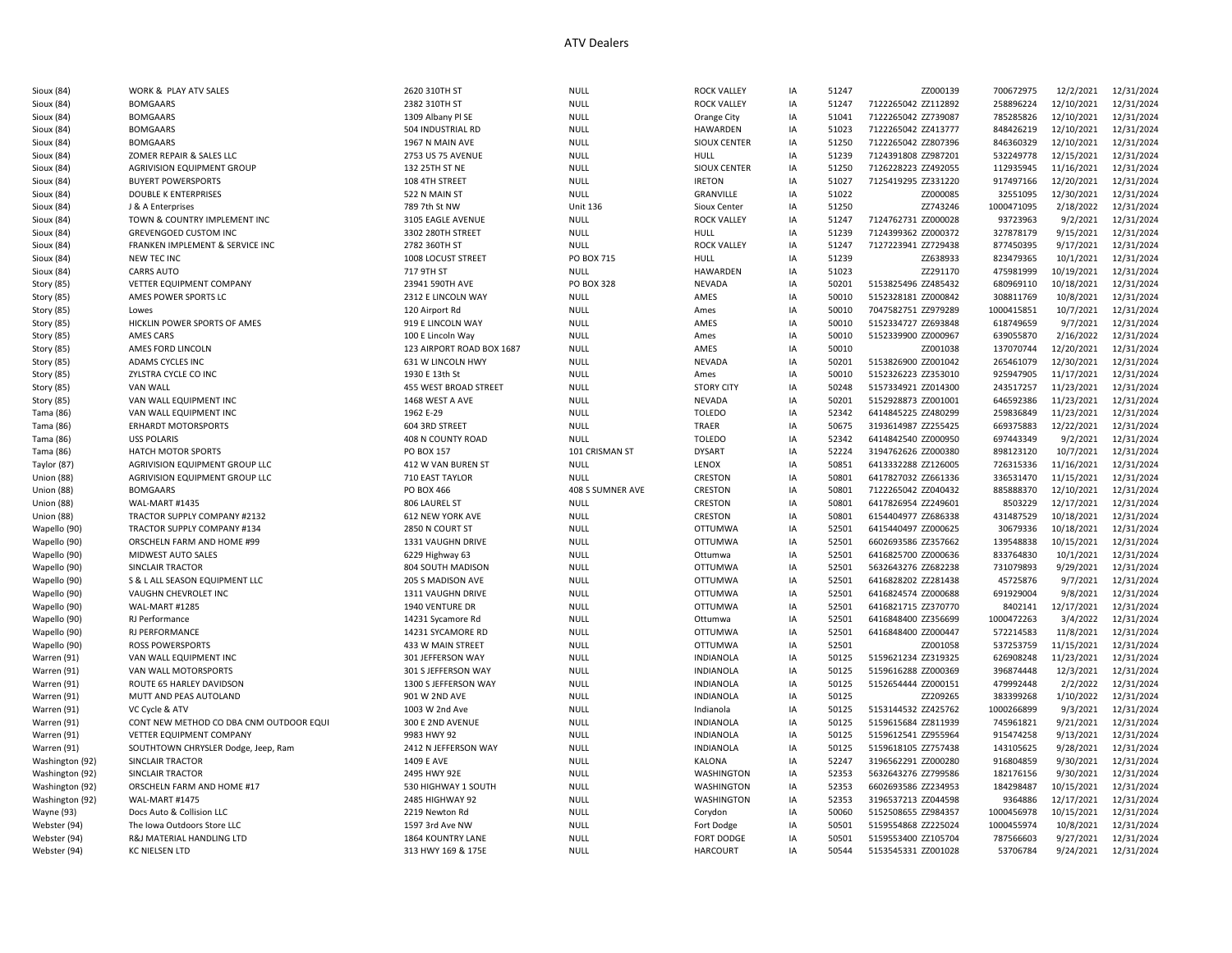# ATV Dealers

| | | | | | | | | | | |
|---|---|---|---|---|---|---|---|---|---|---|
| Sioux (84) | WORK & PLAY ATV SALES | 2620 310TH ST | NULL | ROCK VALLEY | IA | 51247 | ZZ000139 | 700672975 | 12/2/2021 | 12/31/2024 |
| Sioux (84) | BOMGAARS | 2382 310TH ST | NULL | ROCK VALLEY | IA | 51247 | 7122265042 ZZ112892 | 258896224 | 12/10/2021 | 12/31/2024 |
| Sioux (84) | BOMGAARS | 1309 Albany Pl SE | NULL | Orange City | IA | 51041 | 7122265042 ZZ739087 | 785285826 | 12/10/2021 | 12/31/2024 |
| Sioux (84) | BOMGAARS | 504 INDUSTRIAL RD | NULL | HAWARDEN | IA | 51023 | 7122265042 ZZ413777 | 848426219 | 12/10/2021 | 12/31/2024 |
| Sioux (84) | BOMGAARS | 1967 N MAIN AVE | NULL | SIOUX CENTER | IA | 51250 | 7122265042 ZZ807396 | 846360329 | 12/10/2021 | 12/31/2024 |
| Sioux (84) | ZOMER REPAIR & SALES LLC | 2753 US 75 AVENUE | NULL | HULL | IA | 51239 | 7124391808 ZZ987201 | 532249778 | 12/15/2021 | 12/31/2024 |
| Sioux (84) | AGRIVISION EQUIPMENT GROUP | 132 25TH ST NE | NULL | SIOUX CENTER | IA | 51250 | 7126228223 ZZ492055 | 112935945 | 11/16/2021 | 12/31/2024 |
| Sioux (84) | BUYERT POWERSPORTS | 108 4TH STREET | NULL | IRETON | IA | 51027 | 7125419295 ZZ331220 | 917497166 | 12/20/2021 | 12/31/2024 |
| Sioux (84) | DOUBLE K ENTERPRISES | 522 N MAIN ST | NULL | GRANVILLE | IA | 51022 | ZZ000085 | 32551095 | 12/30/2021 | 12/31/2024 |
| Sioux (84) | J & A Enterprises | 789 7th St NW | Unit 136 | Sioux Center | IA | 51250 | ZZ743246 | 1000471095 | 2/18/2022 | 12/31/2024 |
| Sioux (84) | TOWN & COUNTRY IMPLEMENT INC | 3105 EAGLE AVENUE | NULL | ROCK VALLEY | IA | 51247 | 7124762731 ZZ000028 | 93723963 | 9/2/2021 | 12/31/2024 |
| Sioux (84) | GREVENGOED CUSTOM INC | 3302 280TH STREET | NULL | HULL | IA | 51239 | 7124399362 ZZ000372 | 327878179 | 9/15/2021 | 12/31/2024 |
| Sioux (84) | FRANKEN IMPLEMENT & SERVICE INC | 2782 360TH ST | NULL | ROCK VALLEY | IA | 51247 | 7127223941 ZZ729438 | 877450395 | 9/17/2021 | 12/31/2024 |
| Sioux (84) | NEW TEC INC | 1008 LOCUST STREET | PO BOX 715 | HULL | IA | 51239 | ZZ638933 | 823479365 | 10/1/2021 | 12/31/2024 |
| Sioux (84) | CARRS AUTO | 717 9TH ST | NULL | HAWARDEN | IA | 51023 | ZZ291170 | 475981999 | 10/19/2021 | 12/31/2024 |
| Story (85) | VETTER EQUIPMENT COMPANY | 23941 590TH AVE | PO BOX 328 | NEVADA | IA | 50201 | 5153825496 ZZ485432 | 680969110 | 10/18/2021 | 12/31/2024 |
| Story (85) | AMES POWER SPORTS LC | 2312 E LINCOLN WAY | NULL | AMES | IA | 50010 | 5152328181 ZZ000842 | 308811769 | 10/8/2021 | 12/31/2024 |
| Story (85) | Lowes | 120 Airport Rd | NULL | Ames | IA | 50010 | 7047582751 ZZ979289 | 1000415851 | 10/7/2021 | 12/31/2024 |
| Story (85) | HICKLIN POWER SPORTS OF AMES | 919 E LINCOLN WAY | NULL | AMES | IA | 50010 | 5152334727 ZZ693848 | 618749659 | 9/7/2021 | 12/31/2024 |
| Story (85) | AMES CARS | 100 E Lincoln Way | NULL | Ames | IA | 50010 | 5152339900 ZZ000967 | 639055870 | 2/16/2022 | 12/31/2024 |
| Story (85) | AMES FORD LINCOLN | 123 AIRPORT ROAD BOX 1687 | NULL | AMES | IA | 50010 | ZZ001038 | 137070744 | 12/20/2021 | 12/31/2024 |
| Story (85) | ADAMS CYCLES INC | 631 W LINCOLN HWY | NULL | NEVADA | IA | 50201 | 5153826900 ZZ001042 | 265461079 | 12/30/2021 | 12/31/2024 |
| Story (85) | ZYLSTRA CYCLE CO INC | 1930 E 13th St | NULL | Ames | IA | 50010 | 5152326223 ZZ353010 | 925947905 | 11/17/2021 | 12/31/2024 |
| Story (85) | VAN WALL | 455 WEST BROAD STREET | NULL | STORY CITY | IA | 50248 | 5157334921 ZZ014300 | 243517257 | 11/23/2021 | 12/31/2024 |
| Story (85) | VAN WALL EQUIPMENT INC | 1468 WEST A AVE | NULL | NEVADA | IA | 50201 | 5152928873 ZZ001001 | 646592386 | 11/23/2021 | 12/31/2024 |
| Tama (86) | VAN WALL EQUIPMENT INC | 1962 E-29 | NULL | TOLEDO | IA | 52342 | 6414845225 ZZ480299 | 259836849 | 11/23/2021 | 12/31/2024 |
| Tama (86) | ERHARDT MOTORSPORTS | 604 3RD STREET | NULL | TRAER | IA | 50675 | 3193614987 ZZ255425 | 669375883 | 12/22/2021 | 12/31/2024 |
| Tama (86) | USS POLARIS | 408 N COUNTY ROAD | NULL | TOLEDO | IA | 52342 | 6414842540 ZZ000950 | 697443349 | 9/2/2021 | 12/31/2024 |
| Tama (86) | HATCH MOTOR SPORTS | PO BOX 157 | 101 CRISMAN ST | DYSART | IA | 52224 | 3194762626 ZZ000380 | 898123120 | 10/7/2021 | 12/31/2024 |
| Taylor (87) | AGRIVISION EQUIPMENT GROUP LLC | 412 W VAN BUREN ST | NULL | LENOX | IA | 50851 | 6413332288 ZZ126005 | 726315336 | 11/16/2021 | 12/31/2024 |
| Union (88) | AGRIVISION EQUIPMENT GROUP LLC | 710 EAST TAYLOR | NULL | CRESTON | IA | 50801 | 6417827032 ZZ661336 | 336531470 | 11/15/2021 | 12/31/2024 |
| Union (88) | BOMGAARS | PO BOX 466 | 408 S SUMNER AVE | CRESTON | IA | 50801 | 7122265042 ZZ040432 | 885888370 | 12/10/2021 | 12/31/2024 |
| Union (88) | WAL-MART #1435 | 806 LAUREL ST | NULL | CRESTON | IA | 50801 | 6417826954 ZZ249601 | 8503229 | 12/17/2021 | 12/31/2024 |
| Union (88) | TRACTOR SUPPLY COMPANY #2132 | 612 NEW YORK AVE | NULL | CRESTON | IA | 50801 | 6154404977 ZZ686338 | 431487529 | 10/18/2021 | 12/31/2024 |
| Wapello (90) | TRACTOR SUPPLY COMPANY #134 | 2850 N COURT ST | NULL | OTTUMWA | IA | 52501 | 6415440497 ZZ000625 | 30679336 | 10/18/2021 | 12/31/2024 |
| Wapello (90) | ORSCHELN FARM AND HOME #99 | 1331 VAUGHN DRIVE | NULL | OTTUMWA | IA | 52501 | 6602693586 ZZ357662 | 139548838 | 10/15/2021 | 12/31/2024 |
| Wapello (90) | MIDWEST AUTO SALES | 6229 Highway 63 | NULL | Ottumwa | IA | 52501 | 6416825700 ZZ000636 | 833764830 | 10/1/2021 | 12/31/2024 |
| Wapello (90) | SINCLAIR TRACTOR | 804 SOUTH MADISON | NULL | OTTUMWA | IA | 52501 | 5632643276 ZZ682238 | 731079893 | 9/29/2021 | 12/31/2024 |
| Wapello (90) | S & L ALL SEASON EQUIPMENT LLC | 205 S MADISON AVE | NULL | OTTUMWA | IA | 52501 | 6416828202 ZZ281438 | 45725876 | 9/7/2021 | 12/31/2024 |
| Wapello (90) | VAUGHN CHEVROLET INC | 1311 VAUGHN DRIVE | NULL | OTTUMWA | IA | 52501 | 6416824574 ZZ000688 | 691929004 | 9/8/2021 | 12/31/2024 |
| Wapello (90) | WAL-MART #1285 | 1940 VENTURE DR | NULL | OTTUMWA | IA | 52501 | 6416821715 ZZ370770 | 8402141 | 12/17/2021 | 12/31/2024 |
| Wapello (90) | RJ Performance | 14231 Sycamore Rd | NULL | Ottumwa | IA | 52501 | 6416848400 ZZ356699 | 1000472263 | 3/4/2022 | 12/31/2024 |
| Wapello (90) | RJ PERFORMANCE | 14231 SYCAMORE RD | NULL | OTTUMWA | IA | 52501 | 6416848400 ZZ000447 | 572214583 | 11/8/2021 | 12/31/2024 |
| Wapello (90) | ROSS POWERSPORTS | 433 W MAIN STREET | NULL | OTTUMWA | IA | 52501 | ZZ001058 | 537253759 | 11/15/2021 | 12/31/2024 |
| Warren (91) | VAN WALL EQUIPMENT INC | 301 JEFFERSON WAY | NULL | INDIANOLA | IA | 50125 | 5159621234 ZZ319325 | 626908248 | 11/23/2021 | 12/31/2024 |
| Warren (91) | VAN WALL MOTORSPORTS | 301 S JEFFERSON WAY | NULL | INDIANOLA | IA | 50125 | 5159616288 ZZ000369 | 396874448 | 12/3/2021 | 12/31/2024 |
| Warren (91) | ROUTE 65 HARLEY DAVIDSON | 1300 S JEFFERSON WAY | NULL | INDIANOLA | IA | 50125 | 5152654444 ZZ000151 | 479992448 | 2/2/2022 | 12/31/2024 |
| Warren (91) | MUTT AND PEAS AUTOLAND | 901 W 2ND AVE | NULL | INDIANOLA | IA | 50125 | ZZ209265 | 383399268 | 1/10/2022 | 12/31/2024 |
| Warren (91) | VC Cycle & ATV | 1003 W 2nd Ave | NULL | Indianola | IA | 50125 | 5153144532 ZZ425762 | 1000266899 | 9/3/2021 | 12/31/2024 |
| Warren (91) | CONT NEW METHOD CO DBA CNM OUTDOOR EQUI | 300 E 2ND AVENUE | NULL | INDIANOLA | IA | 50125 | 5159615684 ZZ811939 | 745961821 | 9/21/2021 | 12/31/2024 |
| Warren (91) | VETTER EQUIPMENT COMPANY | 9983 HWY 92 | NULL | INDIANOLA | IA | 50125 | 5159612541 ZZ955964 | 915474258 | 9/13/2021 | 12/31/2024 |
| Warren (91) | SOUTHTOWN CHRYSLER Dodge, Jeep, Ram | 2412 N JEFFERSON WAY | NULL | INDIANOLA | IA | 50125 | 5159618105 ZZ757438 | 143105625 | 9/28/2021 | 12/31/2024 |
| Washington (92) | SINCLAIR TRACTOR | 1409 E AVE | NULL | KALONA | IA | 52247 | 3196562291 ZZ000280 | 916804859 | 9/30/2021 | 12/31/2024 |
| Washington (92) | SINCLAIR TRACTOR | 2495 HWY 92E | NULL | WASHINGTON | IA | 52353 | 5632643276 ZZ799586 | 182176156 | 9/30/2021 | 12/31/2024 |
| Washington (92) | ORSCHELN FARM AND HOME #17 | 530 HIGHWAY 1 SOUTH | NULL | WASHINGTON | IA | 52353 | 6602693586 ZZ234953 | 184298487 | 10/15/2021 | 12/31/2024 |
| Washington (92) | WAL-MART #1475 | 2485 HIGHWAY 92 | NULL | WASHINGTON | IA | 52353 | 3196537213 ZZ044598 | 9364886 | 12/17/2021 | 12/31/2024 |
| Wayne (93) | Docs Auto & Collision LLC | 2219 Newton Rd | NULL | Corydon | IA | 50060 | 5152508655 ZZ984357 | 1000456978 | 10/15/2021 | 12/31/2024 |
| Webster (94) | The Iowa Outdoors Store LLC | 1597 3rd Ave NW | NULL | Fort Dodge | IA | 50501 | 5159554868 ZZ225024 | 1000455974 | 10/8/2021 | 12/31/2024 |
| Webster (94) | R&J MATERIAL HANDLING LTD | 1864 KOUNTRY LANE | NULL | FORT DODGE | IA | 50501 | 5159553400 ZZ105704 | 787566603 | 9/27/2021 | 12/31/2024 |
| Webster (94) | KC NIELSEN LTD | 313 HWY 169 & 175E | NULL | HARCOURT | IA | 50544 | 5153545331 ZZ001028 | 53706784 | 9/24/2021 | 12/31/2024 |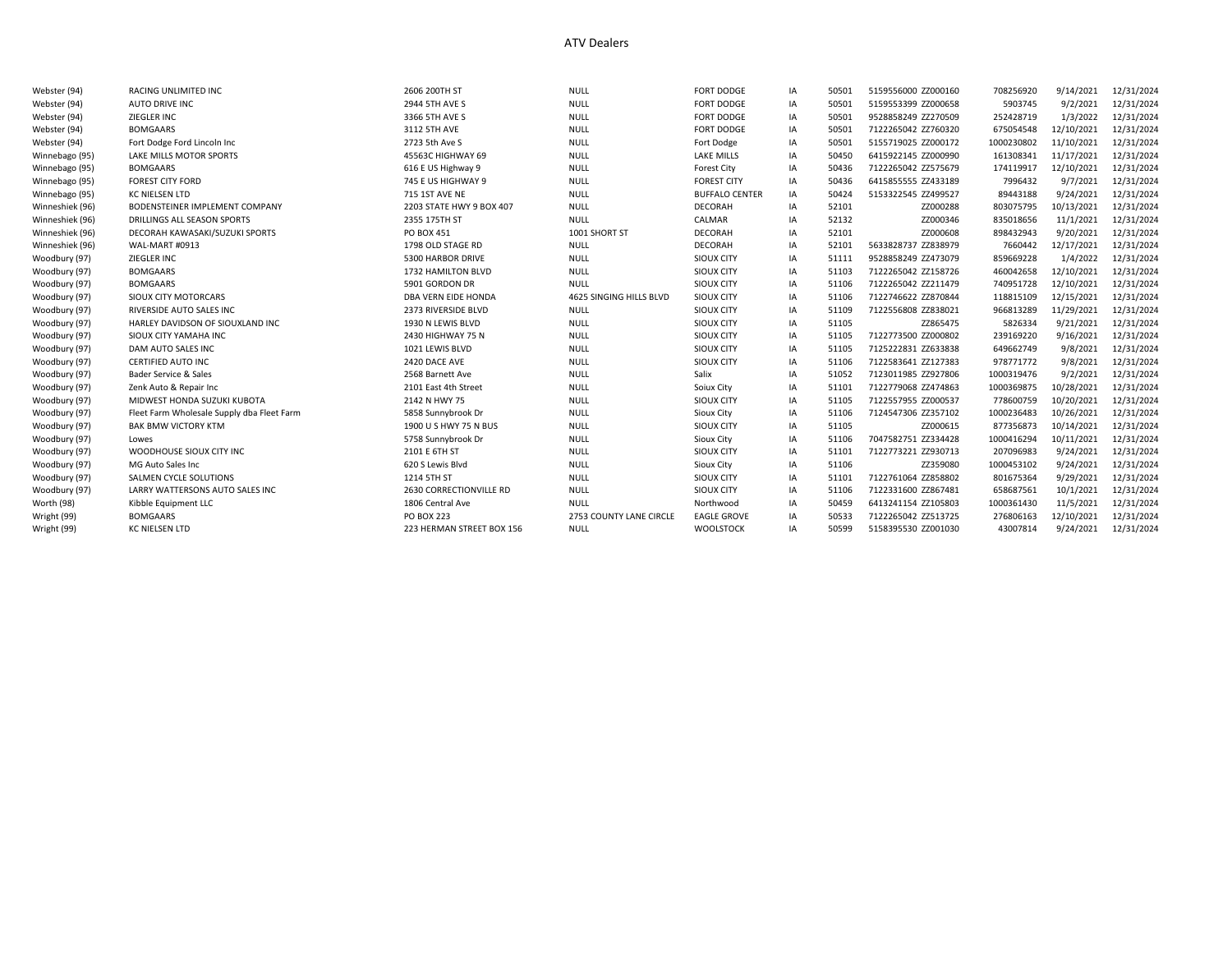| | | | | | | | | | | | |
|---|---|---|---|---|---|---|---|---|---|---|---|
| Webster (94) | RACING UNLIMITED INC | 2606 200TH ST | NULL | FORT DODGE | IA | 50501 | 5159556000 | ZZ000160 | 708256920 | 9/14/2021 | 12/31/2024 |
| Webster (94) | AUTO DRIVE INC | 2944 5TH AVE S | NULL | FORT DODGE | IA | 50501 | 5159553399 | ZZ000658 | 5903745 | 9/2/2021 | 12/31/2024 |
| Webster (94) | ZIEGLER INC | 3366 5TH AVE S | NULL | FORT DODGE | IA | 50501 | 9528858249 | ZZ270509 | 252428719 | 1/3/2022 | 12/31/2024 |
| Webster (94) | BOMGAARS | 3112 5TH AVE | NULL | FORT DODGE | IA | 50501 | 7122265042 | ZZ760320 | 675054548 | 12/10/2021 | 12/31/2024 |
| Webster (94) | Fort Dodge Ford Lincoln Inc | 2723 5th Ave S | NULL | Fort Dodge | IA | 50501 | 5155719025 | ZZ000172 | 1000230802 | 11/10/2021 | 12/31/2024 |
| Winnebago (95) | LAKE MILLS MOTOR SPORTS | 45563C HIGHWAY 69 | NULL | LAKE MILLS | IA | 50450 | 6415922145 | ZZ000990 | 161308341 | 11/17/2021 | 12/31/2024 |
| Winnebago (95) | BOMGAARS | 616 E US Highway 9 | NULL | Forest City | IA | 50436 | 7122265042 | ZZ575679 | 174119917 | 12/10/2021 | 12/31/2024 |
| Winnebago (95) | FOREST CITY FORD | 745 E US HIGHWAY 9 | NULL | FOREST CITY | IA | 50436 | 6415855555 | ZZ433189 | 7996432 | 9/7/2021 | 12/31/2024 |
| Winnebago (95) | KC NIELSEN LTD | 715 1ST AVE NE | NULL | BUFFALO CENTER | IA | 50424 | 5153322545 | ZZ499527 | 89443188 | 9/24/2021 | 12/31/2024 |
| Winneshiek (96) | BODENSTEINER IMPLEMENT COMPANY | 2203 STATE HWY 9 BOX 407 | NULL | DECORAH | IA | 52101 | | ZZ000288 | 803075795 | 10/13/2021 | 12/31/2024 |
| Winneshiek (96) | DRILLINGS ALL SEASON SPORTS | 2355 175TH ST | NULL | CALMAR | IA | 52132 | | ZZ000346 | 835018656 | 11/1/2021 | 12/31/2024 |
| Winneshiek (96) | DECORAH KAWASAKI/SUZUKI SPORTS | PO BOX 451 | 1001 SHORT ST | DECORAH | IA | 52101 | | ZZ000608 | 898432943 | 9/20/2021 | 12/31/2024 |
| Winneshiek (96) | WAL-MART #0913 | 1798 OLD STAGE RD | NULL | DECORAH | IA | 52101 | 5633828737 | ZZ838979 | 7660442 | 12/17/2021 | 12/31/2024 |
| Woodbury (97) | ZIEGLER INC | 5300 HARBOR DRIVE | NULL | SIOUX CITY | IA | 51111 | 9528858249 | ZZ473079 | 859669228 | 1/4/2022 | 12/31/2024 |
| Woodbury (97) | BOMGAARS | 1732 HAMILTON BLVD | NULL | SIOUX CITY | IA | 51103 | 7122265042 | ZZ158726 | 460042658 | 12/10/2021 | 12/31/2024 |
| Woodbury (97) | BOMGAARS | 5901 GORDON DR | NULL | SIOUX CITY | IA | 51106 | 7122265042 | ZZ211479 | 740951728 | 12/10/2021 | 12/31/2024 |
| Woodbury (97) | SIOUX CITY MOTORCARS | DBA VERN EIDE HONDA | 4625 SINGING HILLS BLVD | SIOUX CITY | IA | 51106 | 7122746622 | ZZ870844 | 118815109 | 12/15/2021 | 12/31/2024 |
| Woodbury (97) | RIVERSIDE AUTO SALES INC | 2373 RIVERSIDE BLVD | NULL | SIOUX CITY | IA | 51109 | 7122556808 | ZZ838021 | 966813289 | 11/29/2021 | 12/31/2024 |
| Woodbury (97) | HARLEY DAVIDSON OF SIOUXLAND INC | 1930 N LEWIS BLVD | NULL | SIOUX CITY | IA | 51105 | | ZZ865475 | 5826334 | 9/21/2021 | 12/31/2024 |
| Woodbury (97) | SIOUX CITY YAMAHA INC | 2430 HIGHWAY 75 N | NULL | SIOUX CITY | IA | 51105 | 7122773500 | ZZ000802 | 239169220 | 9/16/2021 | 12/31/2024 |
| Woodbury (97) | DAM AUTO SALES INC | 1021 LEWIS BLVD | NULL | SIOUX CITY | IA | 51105 | 7125222831 | ZZ633838 | 649662749 | 9/8/2021 | 12/31/2024 |
| Woodbury (97) | CERTIFIED AUTO INC | 2420 DACE AVE | NULL | SIOUX CITY | IA | 51106 | 7122583641 | ZZ127383 | 978771772 | 9/8/2021 | 12/31/2024 |
| Woodbury (97) | Bader Service & Sales | 2568 Barnett Ave | NULL | Salix | IA | 51052 | 7123011985 | ZZ927806 | 1000319476 | 9/2/2021 | 12/31/2024 |
| Woodbury (97) | Zenk Auto & Repair Inc | 2101 East 4th Street | NULL | Soiux City | IA | 51101 | 7122779068 | ZZ474863 | 1000369875 | 10/28/2021 | 12/31/2024 |
| Woodbury (97) | MIDWEST HONDA SUZUKI KUBOTA | 2142 N HWY 75 | NULL | SIOUX CITY | IA | 51105 | 7122557955 | ZZ000537 | 778600759 | 10/20/2021 | 12/31/2024 |
| Woodbury (97) | Fleet Farm Wholesale Supply dba Fleet Farm | 5858 Sunnybrook Dr | NULL | Sioux City | IA | 51106 | 7124547306 | ZZ357102 | 1000236483 | 10/26/2021 | 12/31/2024 |
| Woodbury (97) | BAK BMW VICTORY KTM | 1900 U S HWY 75 N BUS | NULL | SIOUX CITY | IA | 51105 | | ZZ000615 | 877356873 | 10/14/2021 | 12/31/2024 |
| Woodbury (97) | Lowes | 5758 Sunnybrook Dr | NULL | Sioux City | IA | 51106 | 7047582751 | ZZ334428 | 1000416294 | 10/11/2021 | 12/31/2024 |
| Woodbury (97) | WOODHOUSE SIOUX CITY INC | 2101 E 6TH ST | NULL | SIOUX CITY | IA | 51101 | 7122773221 | ZZ930713 | 207096983 | 9/24/2021 | 12/31/2024 |
| Woodbury (97) | MG Auto Sales Inc | 620 S Lewis Blvd | NULL | Sioux City | IA | 51106 | | ZZ359080 | 1000453102 | 9/24/2021 | 12/31/2024 |
| Woodbury (97) | SALMEN CYCLE SOLUTIONS | 1214 5TH ST | NULL | SIOUX CITY | IA | 51101 | 7122761064 | ZZ858802 | 801675364 | 9/29/2021 | 12/31/2024 |
| Woodbury (97) | LARRY WATTERSONS AUTO SALES INC | 2630 CORRECTIONVILLE RD | NULL | SIOUX CITY | IA | 51106 | 7122331600 | ZZ867481 | 658687561 | 10/1/2021 | 12/31/2024 |
| Worth (98) | Kibble Equipment LLC | 1806 Central Ave | NULL | Northwood | IA | 50459 | 6413241154 | ZZ105803 | 1000361430 | 11/5/2021 | 12/31/2024 |
| Wright (99) | BOMGAARS | PO BOX 223 | 2753 COUNTY LANE CIRCLE | EAGLE GROVE | IA | 50533 | 7122265042 | ZZ513725 | 276806163 | 12/10/2021 | 12/31/2024 |
| Wright (99) | KC NIELSEN LTD | 223 HERMAN STREET BOX 156 | NULL | WOOLSTOCK | IA | 50599 | 5158395530 | ZZ001030 | 43007814 | 9/24/2021 | 12/31/2024 |